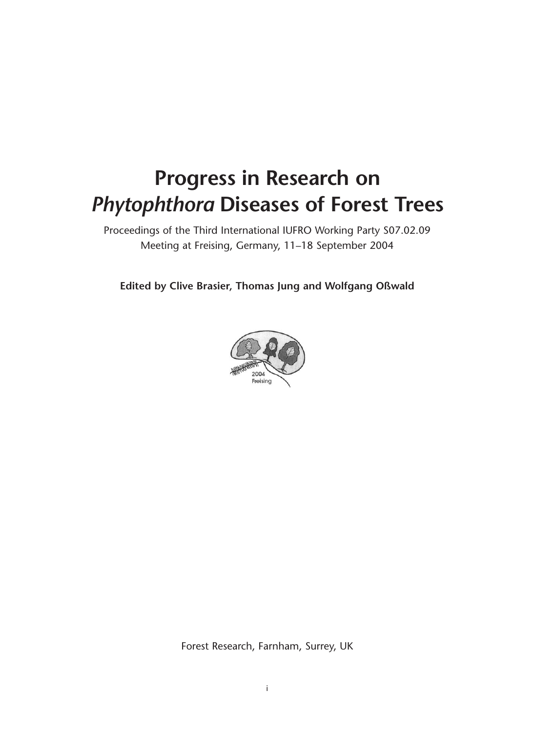# Progress in Research on *Phytophthora* Diseases of Forest Trees

Proceedings of the Third International IUFRO Working Party S07.02.09
Meeting at Freising, Germany, 11–18 September 2004

**Edited by Clive Brasier, Thomas Jung and Wolfgang Oßwald**

Forest Research, Farnham, Surrey, UK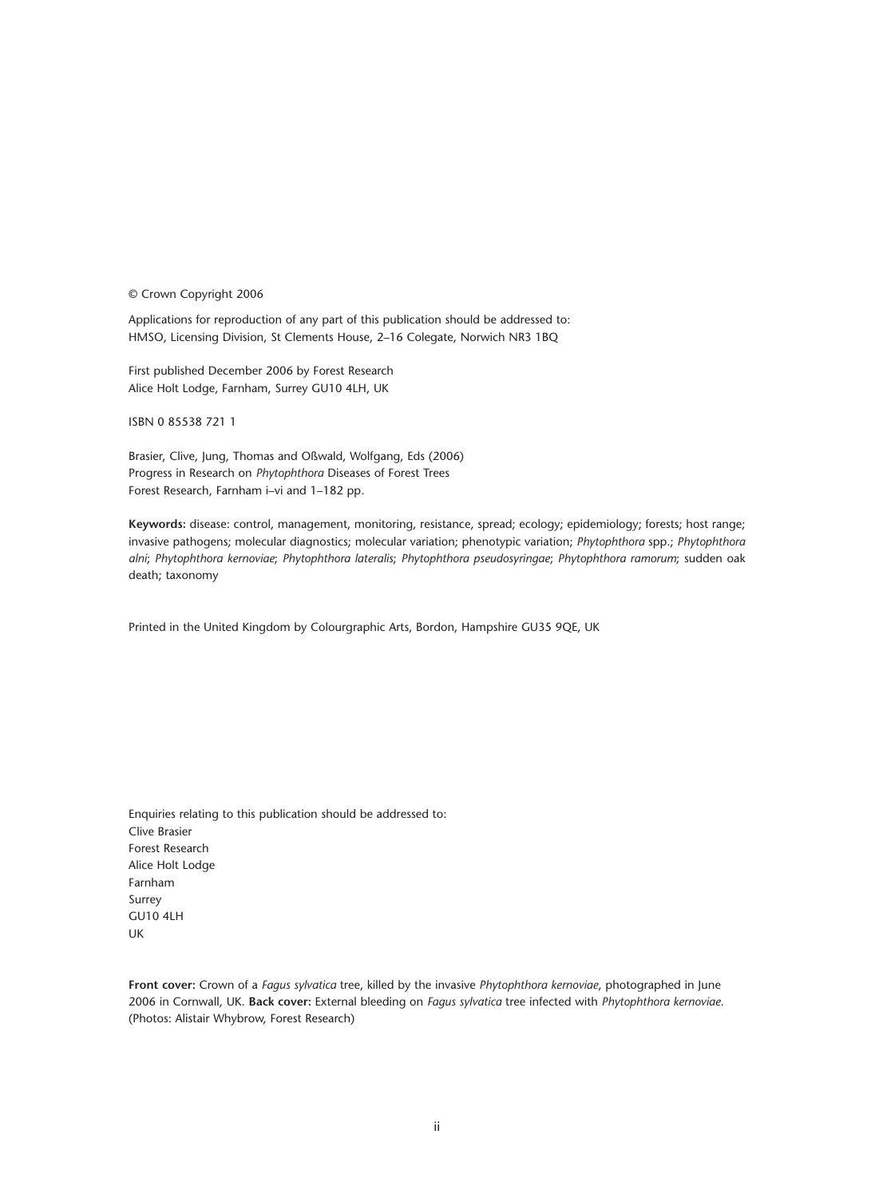© Crown Copyright 2006

Applications for reproduction of any part of this publication should be addressed to:
HMSO, Licensing Division, St Clements House, 2–16 Colegate, Norwich NR3 1BQ

First published December 2006 by Forest Research
Alice Holt Lodge, Farnham, Surrey GU10 4LH, UK

ISBN 0 85538 721 1

Brasier, Clive, Jung, Thomas and Oßwald, Wolfgang, Eds (2006)
Progress in Research on *Phytophthora* Diseases of Forest Trees
Forest Research, Farnham i–vi and 1–182 pp.

**Keywords:** disease: control, management, monitoring, resistance, spread; ecology; epidemiology; forests; host range; invasive pathogens; molecular diagnostics; molecular variation; phenotypic variation; *Phytophthora* spp.; *Phytophthora alni*; *Phytophthora kernoviae*; *Phytophthora lateralis*; *Phytophthora pseudosyringae*; *Phytophthora ramorum*; sudden oak death; taxonomy

Printed in the United Kingdom by Colourgraphic Arts, Bordon, Hampshire GU35 9QE, UK

Enquiries relating to this publication should be addressed to:
Clive Brasier
Forest Research
Alice Holt Lodge
Farnham
Surrey
GU10 4LH
UK

**Front cover:** Crown of a *Fagus sylvatica* tree, killed by the invasive *Phytophthora kernoviae*, photographed in June 2006 in Cornwall, UK. **Back cover:** External bleeding on *Fagus sylvatica* tree infected with *Phytophthora kernoviae*. (Photos: Alistair Whybrow, Forest Research)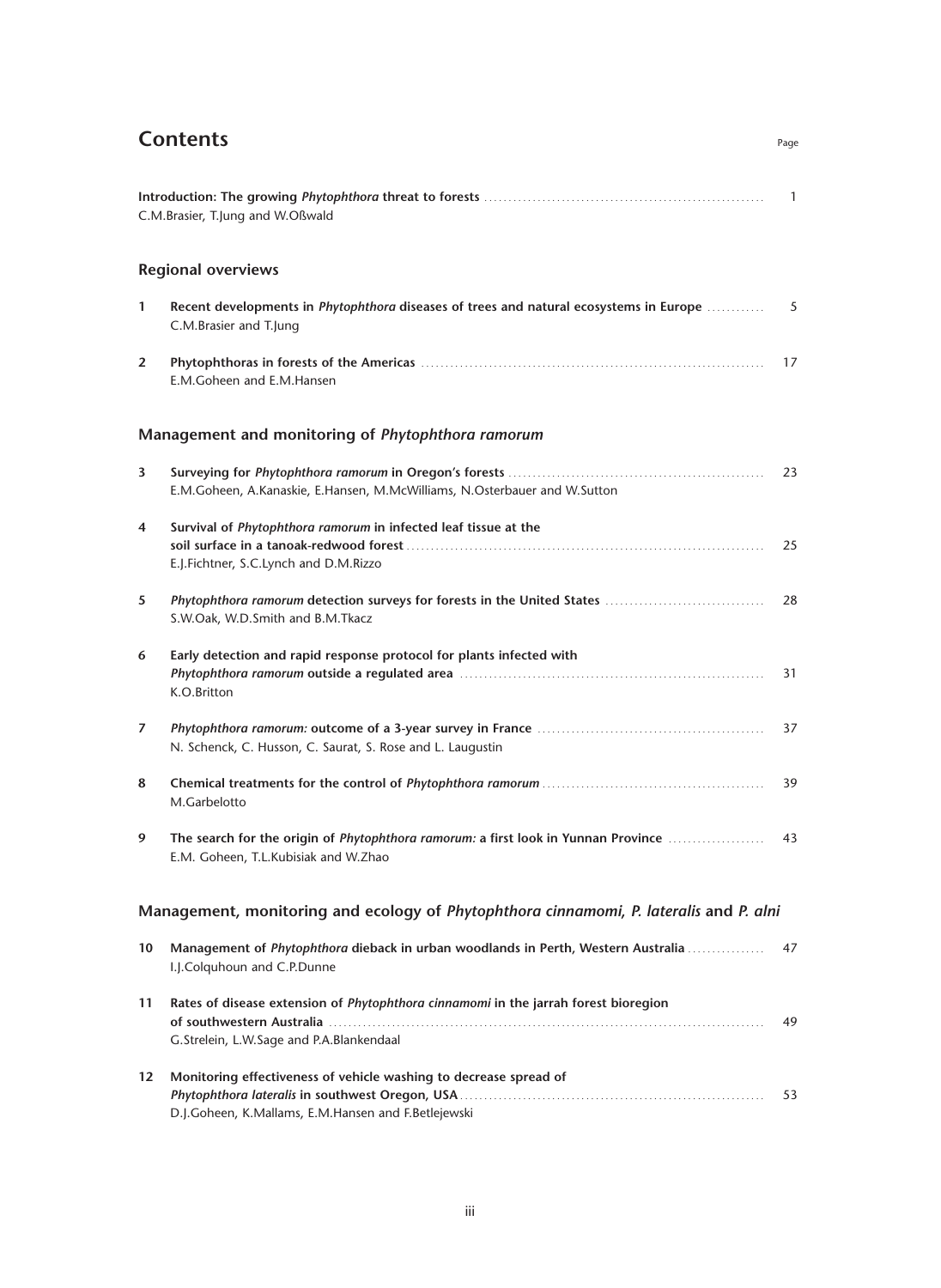# Contents

Page

**Introduction: The growing *Phytophthora* threat to forests** ........ 1
C.M.Brasier, T.Jung and W.Oßwald

## Regional overviews

**1** **Recent developments in *Phytophthora* diseases of trees and natural ecosystems in Europe** ........ 5
C.M.Brasier and T.Jung

**2** **Phytophthoras in forests of the Americas** ........ 17
E.M.Goheen and E.M.Hansen

## Management and monitoring of *Phytophthora ramorum*

**3** **Surveying for *Phytophthora ramorum* in Oregon's forests** ........ 23
E.M.Goheen, A.Kanaskie, E.Hansen, M.McWilliams, N.Osterbauer and W.Sutton

**4** **Survival of *Phytophthora ramorum* in infected leaf tissue at the soil surface in a tanoak-redwood forest** ........ 25
E.J.Fichtner, S.C.Lynch and D.M.Rizzo

**5** ***Phytophthora ramorum* detection surveys for forests in the United States** ........ 28
S.W.Oak, W.D.Smith and B.M.Tkacz

**6** **Early detection and rapid response protocol for plants infected with *Phytophthora ramorum* outside a regulated area** ........ 31
K.O.Britton

**7** ***Phytophthora ramorum:* outcome of a 3-year survey in France** ........ 37
N. Schenck, C. Husson, C. Saurat, S. Rose and L. Laugustin

**8** **Chemical treatments for the control of *Phytophthora ramorum*** ........ 39
M.Garbelotto

**9** **The search for the origin of *Phytophthora ramorum:* a first look in Yunnan Province** ........ 43
E.M. Goheen, T.L.Kubisiak and W.Zhao

## Management, monitoring and ecology of *Phytophthora cinnamomi, P. lateralis* and *P. alni*

**10** **Management of *Phytophthora* dieback in urban woodlands in Perth, Western Australia** ........ 47
I.J.Colquhoun and C.P.Dunne

**11** **Rates of disease extension of *Phytophthora cinnamomi* in the jarrah forest bioregion of southwestern Australia** ........ 49
G.Strelein, L.W.Sage and P.A.Blankendaal

**12** **Monitoring effectiveness of vehicle washing to decrease spread of *Phytophthora lateralis* in southwest Oregon, USA** ........ 53
D.J.Goheen, K.Mallams, E.M.Hansen and F.Betlejewski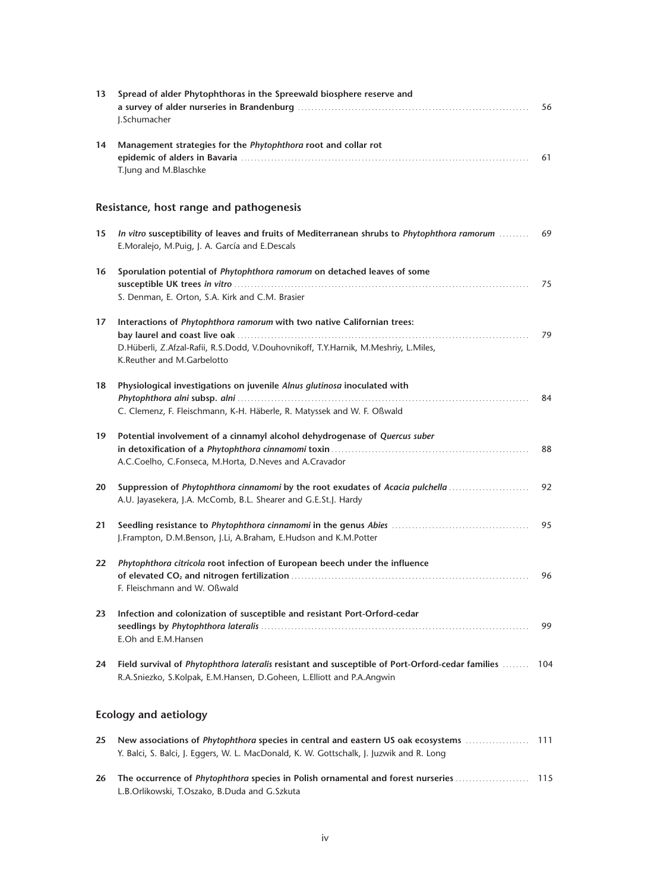**13** **Spread of alder Phytophthoras in the Spreewald biosphere reserve and a survey of alder nurseries in Brandenburg** ........ 56
J.Schumacher

**14** **Management strategies for the *Phytophthora* root and collar rot epidemic of alders in Bavaria** ........ 61
T.Jung and M.Blaschke

## Resistance, host range and pathogenesis

**15** ***In vitro* susceptibility of leaves and fruits of Mediterranean shrubs to *Phytophthora ramorum*** ........ 69
E.Moralejo, M.Puig, J. A. García and E.Descals

**16** **Sporulation potential of *Phytophthora ramorum* on detached leaves of some susceptible UK trees *in vitro*** ........ 75
S. Denman, E. Orton, S.A. Kirk and C.M. Brasier

**17** **Interactions of *Phytophthora ramorum* with two native Californian trees: bay laurel and coast live oak** ........ 79
D.Hüberli, Z.Afzal-Rafii, R.S.Dodd, V.Douhovnikoff, T.Y.Harnik, M.Meshriy, L.Miles, K.Reuther and M.Garbelotto

**18** **Physiological investigations on juvenile *Alnus glutinosa* inoculated with *Phytophthora alni* subsp. *alni*** ........ 84
C. Clemenz, F. Fleischmann, K-H. Häberle, R. Matyssek and W. F. Oßwald

**19** **Potential involvement of a cinnamyl alcohol dehydrogenase of *Quercus suber* in detoxification of a *Phytophthora cinnamomi* toxin** ........ 88
A.C.Coelho, C.Fonseca, M.Horta, D.Neves and A.Cravador

**20** **Suppression of *Phytophthora cinnamomi* by the root exudates of *Acacia pulchella*** ........ 92
A.U. Jayasekera, J.A. McComb, B.L. Shearer and G.E.St.J. Hardy

**21** **Seedling resistance to *Phytophthora cinnamomi* in the genus *Abies*** ........ 95
J.Frampton, D.M.Benson, J.Li, A.Braham, E.Hudson and K.M.Potter

**22** ***Phytophthora citricola* root infection of European beech under the influence of elevated $CO_2$ and nitrogen fertilization** ........ 96
F. Fleischmann and W. Oßwald

**23** **Infection and colonization of susceptible and resistant Port-Orford-cedar seedlings by *Phytophthora lateralis*** ........ 99
E.Oh and E.M.Hansen

**24** **Field survival of *Phytophthora lateralis* resistant and susceptible of Port-Orford-cedar families** ........ 104
R.A.Sniezko, S.Kolpak, E.M.Hansen, D.Goheen, L.Elliott and P.A.Angwin

## Ecology and aetiology

**25** **New associations of *Phytophthora* species in central and eastern US oak ecosystems** ........ 111
Y. Balci, S. Balci, J. Eggers, W. L. MacDonald, K. W. Gottschalk, J. Juzwik and R. Long

**26** **The occurrence of *Phytophthora* species in Polish ornamental and forest nurseries** ........ 115
L.B.Orlikowski, T.Oszako, B.Duda and G.Szkuta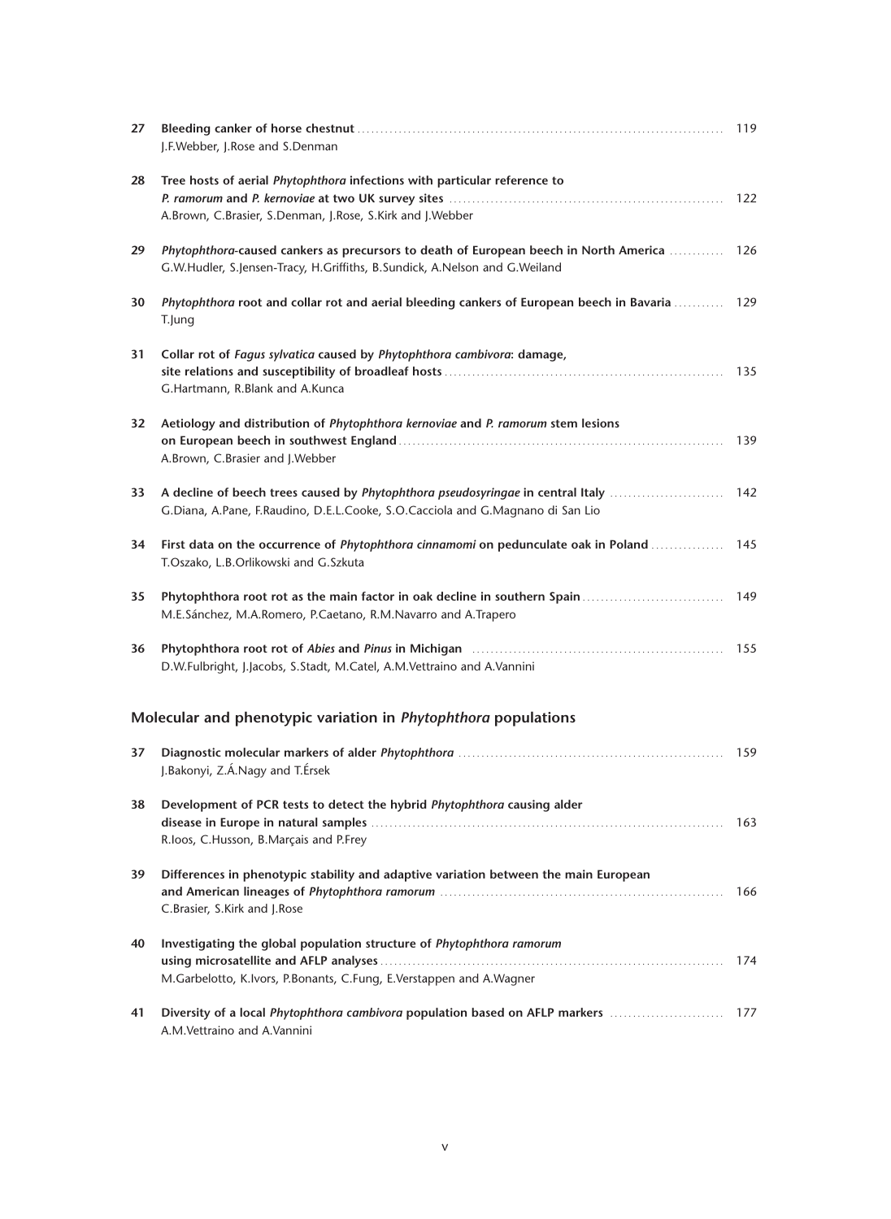27 **Bleeding canker of horse chestnut** ..... 119
J.F.Webber, J.Rose and S.Denman

28 **Tree hosts of aerial *Phytophthora* infections with particular reference to *P. ramorum* and *P. kernoviae* at two UK survey sites** ..... 122
A.Brown, C.Brasier, S.Denman, J.Rose, S.Kirk and J.Webber

29 ***Phytophthora*-caused cankers as precursors to death of European beech in North America** ..... 126
G.W.Hudler, S.Jensen-Tracy, H.Griffiths, B.Sundick, A.Nelson and G.Weiland

30 ***Phytophthora* root and collar rot and aerial bleeding cankers of European beech in Bavaria** ..... 129
T.Jung

31 **Collar rot of *Fagus sylvatica* caused by *Phytophthora cambivora*: damage, site relations and susceptibility of broadleaf hosts** ..... 135
G.Hartmann, R.Blank and A.Kunca

32 **Aetiology and distribution of *Phytophthora kernoviae* and *P. ramorum* stem lesions on European beech in southwest England** ..... 139
A.Brown, C.Brasier and J.Webber

33 **A decline of beech trees caused by *Phytophthora pseudosyringae* in central Italy** ..... 142
G.Diana, A.Pane, F.Raudino, D.E.L.Cooke, S.O.Cacciola and G.Magnano di San Lio

34 **First data on the occurrence of *Phytophthora cinnamomi* on pedunculate oak in Poland** ..... 145
T.Oszako, L.B.Orlikowski and G.Szkuta

35 **Phytophthora root rot as the main factor in oak decline in southern Spain** ..... 149
M.E.Sánchez, M.A.Romero, P.Caetano, R.M.Navarro and A.Trapero

36 **Phytophthora root rot of *Abies* and *Pinus* in Michigan** ..... 155
D.W.Fulbright, J.Jacobs, S.Stadt, M.Catel, A.M.Vettraino and A.Vannini

## Molecular and phenotypic variation in *Phytophthora* populations

37 **Diagnostic molecular markers of alder *Phytophthora*** ..... 159
J.Bakonyi, Z.Á.Nagy and T.Érsek

38 **Development of PCR tests to detect the hybrid *Phytophthora* causing alder disease in Europe in natural samples** ..... 163
R.Ioos, C.Husson, B.Marçais and P.Frey

39 **Differences in phenotypic stability and adaptive variation between the main European and American lineages of *Phytophthora ramorum*** ..... 166
C.Brasier, S.Kirk and J.Rose

40 **Investigating the global population structure of *Phytophthora ramorum* using microsatellite and AFLP analyses** ..... 174
M.Garbelotto, K.Ivors, P.Bonants, C.Fung, E.Verstappen and A.Wagner

41 **Diversity of a local *Phytophthora cambivora* population based on AFLP markers** ..... 177
A.M.Vettraino and A.Vannini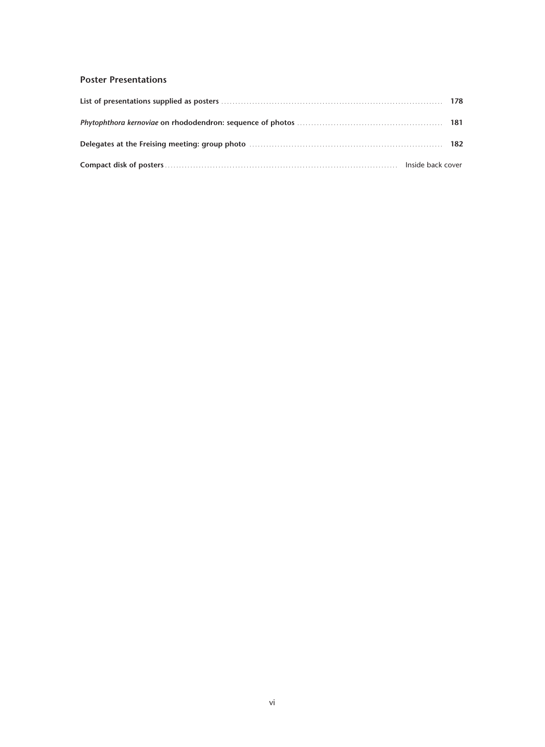## Poster Presentations

**List of presentations supplied as posters** ... **178**

***Phytophthora kernoviae*** **on rhododendron: sequence of photos** ... **181**

**Delegates at the Freising meeting: group photo** ... **182**

**Compact disk of posters** ... Inside back cover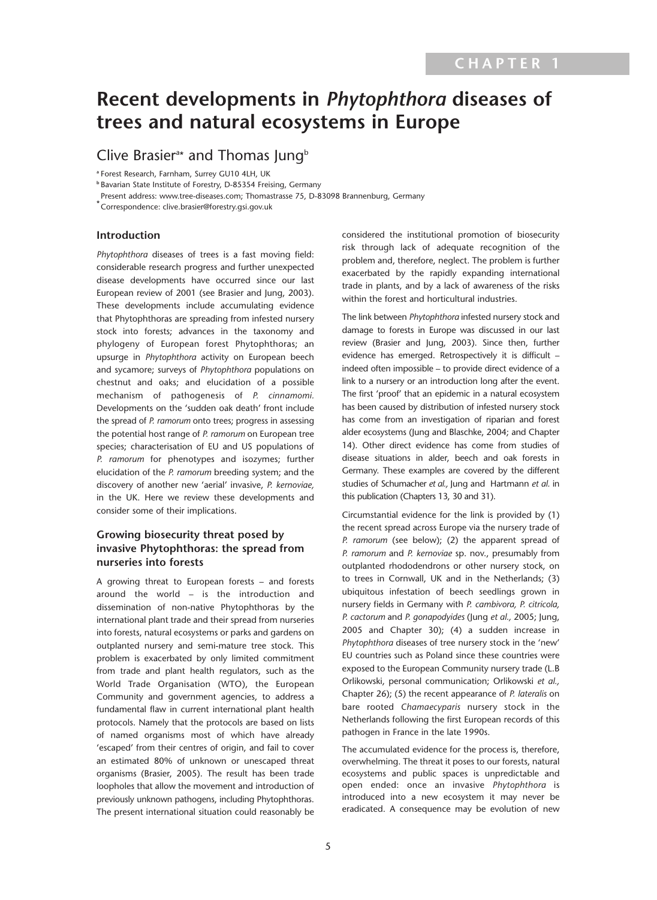CHAPTER 1

# Recent developments in *Phytophthora* diseases of trees and natural ecosystems in Europe

Clive Brasier[a*] and Thomas Jung[b]

[a] Forest Research, Farnham, Surrey GU10 4LH, UK

[b] Bavarian State Institute of Forestry, D-85354 Freising, Germany

Present address: www.tree-diseases.com; Thomastrasse 75, D-83098 Brannenburg, Germany

[*] Correspondence: clive.brasier@forestry.gsi.gov.uk

## Introduction

*Phytophthora* diseases of trees is a fast moving field: considerable research progress and further unexpected disease developments have occurred since our last European review of 2001 (see Brasier and Jung, 2003). These developments include accumulating evidence that Phytophthoras are spreading from infested nursery stock into forests; advances in the taxonomy and phylogeny of European forest Phytophthoras; an upsurge in *Phytophthora* activity on European beech and sycamore; surveys of *Phytophthora* populations on chestnut and oaks; and elucidation of a possible mechanism of pathogenesis of *P. cinnamomi*. Developments on the 'sudden oak death' front include the spread of *P. ramorum* onto trees; progress in assessing the potential host range of *P. ramorum* on European tree species; characterisation of EU and US populations of *P. ramorum* for phenotypes and isozymes; further elucidation of the *P. ramorum* breeding system; and the discovery of another new 'aerial' invasive, *P. kernoviae*, in the UK. Here we review these developments and consider some of their implications.

## Growing biosecurity threat posed by invasive Phytophthoras: the spread from nurseries into forests

A growing threat to European forests – and forests around the world – is the introduction and dissemination of non-native Phytophthoras by the international plant trade and their spread from nurseries into forests, natural ecosystems or parks and gardens on outplanted nursery and semi-mature tree stock. This problem is exacerbated by only limited commitment from trade and plant health regulators, such as the World Trade Organisation (WTO), the European Community and government agencies, to address a fundamental flaw in current international plant health protocols. Namely that the protocols are based on lists of named organisms most of which have already 'escaped' from their centres of origin, and fail to cover an estimated 80% of unknown or unescaped threat organisms (Brasier, 2005). The result has been trade loopholes that allow the movement and introduction of previously unknown pathogens, including Phytophthoras. The present international situation could reasonably be considered the institutional promotion of biosecurity risk through lack of adequate recognition of the problem and, therefore, neglect. The problem is further exacerbated by the rapidly expanding international trade in plants, and by a lack of awareness of the risks within the forest and horticultural industries.

The link between *Phytophthora* infested nursery stock and damage to forests in Europe was discussed in our last review (Brasier and Jung, 2003). Since then, further evidence has emerged. Retrospectively it is difficult – indeed often impossible – to provide direct evidence of a link to a nursery or an introduction long after the event. The first 'proof' that an epidemic in a natural ecosystem has been caused by distribution of infested nursery stock has come from an investigation of riparian and forest alder ecosystems (Jung and Blaschke, 2004; and Chapter 14). Other direct evidence has come from studies of disease situations in alder, beech and oak forests in Germany. These examples are covered by the different studies of Schumacher *et al.,* Jung and Hartmann *et al.* in this publication (Chapters 13, 30 and 31).

Circumstantial evidence for the link is provided by (1) the recent spread across Europe via the nursery trade of *P. ramorum* (see below); (2) the apparent spread of *P. ramorum* and *P. kernoviae* sp. nov., presumably from outplanted rhododendrons or other nursery stock, on to trees in Cornwall, UK and in the Netherlands; (3) ubiquitous infestation of beech seedlings grown in nursery fields in Germany with *P. cambivora, P. citricola, P. cactorum* and *P. gonapodyides* (Jung *et al.,* 2005; Jung, 2005 and Chapter 30); (4) a sudden increase in *Phytophthora* diseases of tree nursery stock in the 'new' EU countries such as Poland since these countries were exposed to the European Community nursery trade (L.B Orlikowski, personal communication; Orlikowski *et al.,* Chapter 26); (5) the recent appearance of *P. lateralis* on bare rooted *Chamaecyparis* nursery stock in the Netherlands following the first European records of this pathogen in France in the late 1990s.

The accumulated evidence for the process is, therefore, overwhelming. The threat it poses to our forests, natural ecosystems and public spaces is unpredictable and open ended: once an invasive *Phytophthora* is introduced into a new ecosystem it may never be eradicated. A consequence may be evolution of new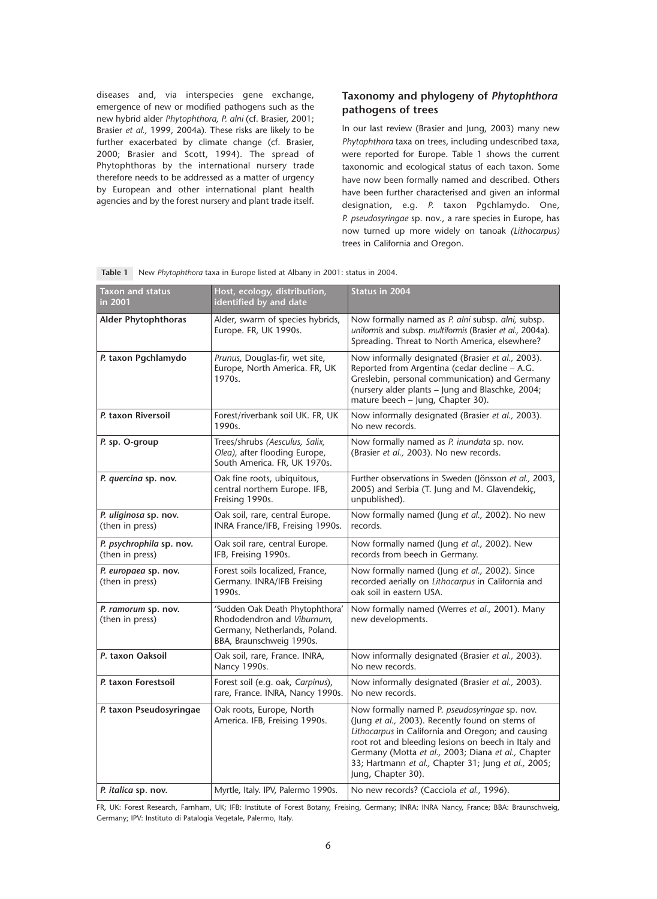diseases and, via interspecies gene exchange, emergence of new or modified pathogens such as the new hybrid alder *Phytophthora, P. alni* (cf. Brasier, 2001; Brasier *et al.,* 1999, 2004a). These risks are likely to be further exacerbated by climate change (cf. Brasier, 2000; Brasier and Scott, 1994). The spread of Phytophthoras by the international nursery trade therefore needs to be addressed as a matter of urgency by European and other international plant health agencies and by the forest nursery and plant trade itself.

## Taxonomy and phylogeny of *Phytophthora* pathogens of trees

In our last review (Brasier and Jung, 2003) many new *Phytophthora* taxa on trees, including undescribed taxa, were reported for Europe. Table 1 shows the current taxonomic and ecological status of each taxon. Some have now been formally named and described. Others have been further characterised and given an informal designation, e.g. *P.* taxon Pgchlamydo. One, *P. pseudosyringae* sp. nov., a rare species in Europe, has now turned up more widely on tanoak *(Lithocarpus)* trees in California and Oregon.

**Table 1** New *Phytophthora* taxa in Europe listed at Albany in 2001: status in 2004.

| Taxon and status in 2001 | Host, ecology, distribution, identified by and date | Status in 2004 |
|---|---|---|
| **Alder Phytophthoras** | Alder, swarm of species hybrids, Europe. FR, UK 1990s. | Now formally named as *P. alni* subsp. *alni,* subsp. *uniformis* and subsp. *multiformis* (Brasier *et al.,* 2004a). Spreading. Threat to North America, elsewhere? |
| ***P.* taxon Pgchlamydo** | *Prunus,* Douglas-fir, wet site, Europe, North America. FR, UK 1970s. | Now informally designated (Brasier *et al.,* 2003). Reported from Argentina (cedar decline – A.G. Greslebin, personal communication) and Germany (nursery alder plants – Jung and Blaschke, 2004; mature beech – Jung, Chapter 30). |
| ***P.* taxon Riversoil** | Forest/riverbank soil UK. FR, UK 1990s. | Now informally designated (Brasier *et al.,* 2003). No new records. |
| ***P.* sp. O-group** | Trees/shrubs *(Aesculus, Salix, Olea),* after flooding Europe, South America. FR, UK 1970s. | Now formally named as *P. inundata* sp. nov. (Brasier *et al.,* 2003). No new records. |
| ***P. quercina* sp. nov.** | Oak fine roots, ubiquitous, central northern Europe. IFB, Freising 1990s. | Further observations in Sweden (Jönsson *et al.,* 2003, 2005) and Serbia (T. Jung and M. Glavendekiç, unpublished). |
| ***P. uliginosa* sp. nov.** (then in press) | Oak soil, rare, central Europe. INRA France/IFB, Freising 1990s. | Now formally named (Jung *et al.,* 2002). No new records. |
| ***P. psychrophila* sp. nov.** (then in press) | Oak soil rare, central Europe. IFB, Freising 1990s. | Now formally named (Jung *et al.,* 2002). New records from beech in Germany. |
| ***P. europaea* sp. nov.** (then in press) | Forest soils localized, France, Germany. INRA/IFB Freising 1990s. | Now formally named (Jung *et al.,* 2002). Since recorded aerially on *Lithocarpus* in California and oak soil in eastern USA. |
| ***P. ramorum* sp. nov.** (then in press) | 'Sudden Oak Death Phytophthora' Rhododendron and *Viburnum,* Germany, Netherlands, Poland. BBA, Braunschweig 1990s. | Now formally named (Werres *et al.,* 2001). Many new developments. |
| ***P.* taxon Oaksoil** | Oak soil, rare, France. INRA, Nancy 1990s. | Now informally designated (Brasier *et al.,* 2003). No new records. |
| ***P.* taxon Forestsoil** | Forest soil (e.g. oak, *Carpinus*), rare, France. INRA, Nancy 1990s. | Now informally designated (Brasier *et al.,* 2003). No new records. |
| ***P.* taxon Pseudosyringae** | Oak roots, Europe, North America. IFB, Freising 1990s. | Now formally named P. *pseudosyringae* sp. nov. (Jung *et al.,* 2003). Recently found on stems of *Lithocarpus* in California and Oregon; and causing root rot and bleeding lesions on beech in Italy and Germany (Motta *et al.,* 2003; Diana *et al.,* Chapter 33; Hartmann *et al.,* Chapter 31; Jung *et al.,* 2005; Jung, Chapter 30). |
| ***P. italica* sp. nov.** | Myrtle, Italy. IPV, Palermo 1990s. | No new records? (Cacciola *et al.,* 1996). |

FR, UK: Forest Research, Farnham, UK; IFB: Institute of Forest Botany, Freising, Germany; INRA: INRA Nancy, France; BBA: Braunschweig, Germany; IPV: Instituto di Patalogia Vegetale, Palermo, Italy.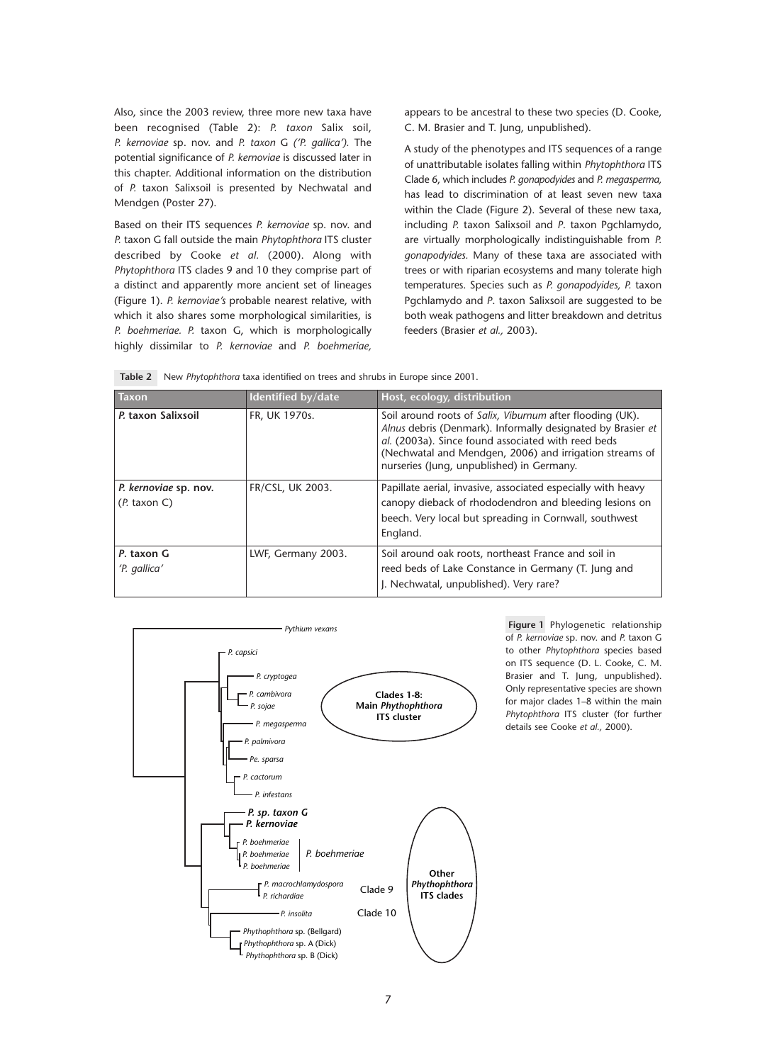Also, since the 2003 review, three more new taxa have been recognised (Table 2): *P. taxon* Salix soil, *P. kernoviae* sp. nov. and *P. taxon* G *('P. gallica').* The potential significance of *P. kernoviae* is discussed later in this chapter. Additional information on the distribution of *P.* taxon Salixsoil is presented by Nechwatal and Mendgen (Poster 27).

Based on their ITS sequences *P. kernoviae* sp. nov. and *P.* taxon G fall outside the main *Phytophthora* ITS cluster described by Cooke *et al.* (2000). Along with *Phytophthora* ITS clades 9 and 10 they comprise part of a distinct and apparently more ancient set of lineages (Figure 1). *P. kernoviae's* probable nearest relative, with which it also shares some morphological similarities, is *P. boehmeriae. P.* taxon G, which is morphologically highly dissimilar to *P. kernoviae* and *P. boehmeriae,* appears to be ancestral to these two species (D. Cooke, C. M. Brasier and T. Jung, unpublished).

A study of the phenotypes and ITS sequences of a range of unattributable isolates falling within *Phytophthora* ITS Clade 6, which includes *P. gonapodyides* and *P. megasperma,* has lead to discrimination of at least seven new taxa within the Clade (Figure 2). Several of these new taxa, including *P.* taxon Salixsoil and *P*. taxon Pgchlamydo, are virtually morphologically indistinguishable from *P. gonapodyides.* Many of these taxa are associated with trees or with riparian ecosystems and many tolerate high temperatures. Species such as *P. gonapodyides, P.* taxon Pgchlamydo and *P*. taxon Salixsoil are suggested to be both weak pathogens and litter breakdown and detritus feeders (Brasier *et al.,* 2003).

**Table 2** New *Phytophthora* taxa identified on trees and shrubs in Europe since 2001.

| Taxon | Identified by/date | Host, ecology, distribution |
|---|---|---|
| ***P.* taxon Salixsoil** | FR, UK 1970s. | Soil around roots of *Salix, Viburnum* after flooding (UK). *Alnus* debris (Denmark). Informally designated by Brasier *et al.* (2003a). Since found associated with reed beds (Nechwatal and Mendgen, 2006) and irrigation streams of nurseries (Jung, unpublished) in Germany. |
| ***P. kernoviae* sp. nov.** (*P.* taxon C) | FR/CSL, UK 2003. | Papillate aerial, invasive, associated especially with heavy canopy dieback of rhododendron and bleeding lesions on beech. Very local but spreading in Cornwall, southwest England. |
| ***P.* taxon G** *'P. gallica'* | LWF, Germany 2003. | Soil around oak roots, northeast France and soil in reed beds of Lake Constance in Germany (T. Jung and J. Nechwatal, unpublished). Very rare? |

**Figure 1** Phylogenetic relationship of *P. kernoviae* sp. nov. and *P.* taxon G to other *Phytophthora* species based on ITS sequence (D. L. Cooke, C. M. Brasier and T. Jung, unpublished). Only representative species are shown for major clades 1–8 within the main *Phytophthora* ITS cluster (for further details see Cooke *et al.,* 2000).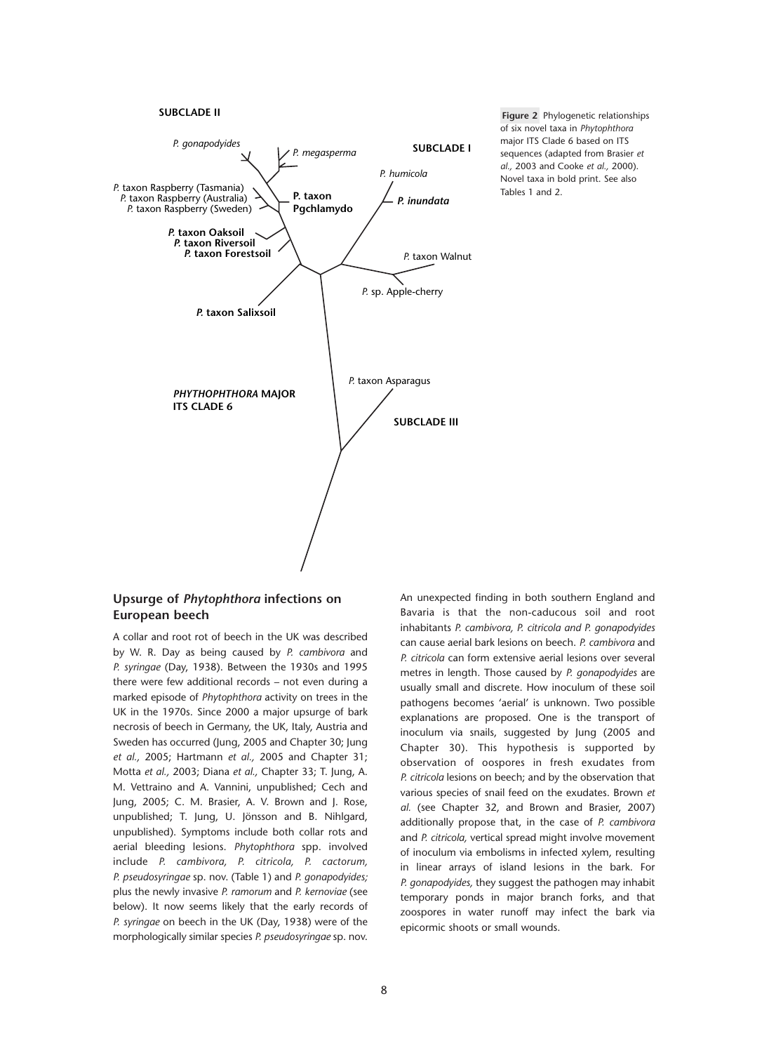Figure 2 Phylogenetic relationships of six novel taxa in *Phytophthora* major ITS Clade 6 based on ITS sequences (adapted from Brasier *et al.,* 2003 and Cooke *et al.,* 2000). Novel taxa in bold print. See also Tables 1 and 2.

## Upsurge of *Phytophthora* infections on European beech

A collar and root rot of beech in the UK was described by W. R. Day as being caused by *P. cambivora* and *P. syringae* (Day, 1938). Between the 1930s and 1995 there were few additional records – not even during a marked episode of *Phytophthora* activity on trees in the UK in the 1970s. Since 2000 a major upsurge of bark necrosis of beech in Germany, the UK, Italy, Austria and Sweden has occurred (Jung, 2005 and Chapter 30; Jung *et al.,* 2005; Hartmann *et al.,* 2005 and Chapter 31; Motta *et al.,* 2003; Diana *et al.,* Chapter 33; T. Jung, A. M. Vettraino and A. Vannini, unpublished; Cech and Jung, 2005; C. M. Brasier, A. V. Brown and J. Rose, unpublished; T. Jung, U. Jönsson and B. Nihlgard, unpublished). Symptoms include both collar rots and aerial bleeding lesions. *Phytophthora* spp. involved include *P. cambivora, P. citricola, P. cactorum, P. pseudosyringae* sp. nov. (Table 1) and *P. gonapodyides;* plus the newly invasive *P. ramorum* and *P. kernoviae* (see below). It now seems likely that the early records of *P. syringae* on beech in the UK (Day, 1938) were of the morphologically similar species *P. pseudosyringae* sp. nov.

An unexpected finding in both southern England and Bavaria is that the non-caducous soil and root inhabitants *P. cambivora, P. citricola and P. gonapodyides* can cause aerial bark lesions on beech. *P. cambivora* and *P. citricola* can form extensive aerial lesions over several metres in length. Those caused by *P. gonapodyides* are usually small and discrete. How inoculum of these soil pathogens becomes 'aerial' is unknown. Two possible explanations are proposed. One is the transport of inoculum via snails, suggested by Jung (2005 and Chapter 30). This hypothesis is supported by observation of oospores in fresh exudates from *P. citricola* lesions on beech; and by the observation that various species of snail feed on the exudates. Brown *et al.* (see Chapter 32, and Brown and Brasier, 2007) additionally propose that, in the case of *P. cambivora* and *P. citricola,* vertical spread might involve movement of inoculum via embolisms in infected xylem, resulting in linear arrays of island lesions in the bark. For *P. gonapodyides,* they suggest the pathogen may inhabit temporary ponds in major branch forks, and that zoospores in water runoff may infect the bark via epicormic shoots or small wounds.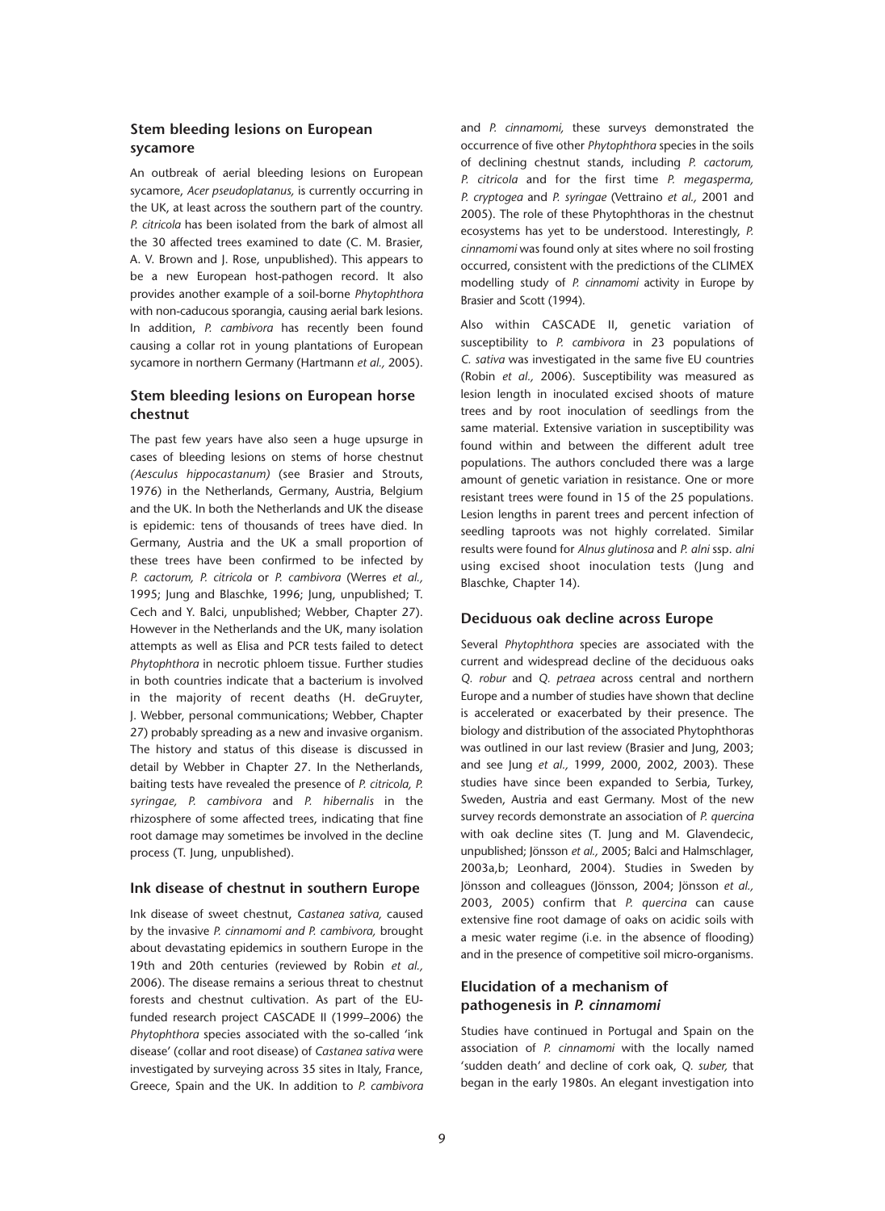### Stem bleeding lesions on European sycamore

An outbreak of aerial bleeding lesions on European sycamore, *Acer pseudoplatanus,* is currently occurring in the UK, at least across the southern part of the country. *P. citricola* has been isolated from the bark of almost all the 30 affected trees examined to date (C. M. Brasier, A. V. Brown and J. Rose, unpublished). This appears to be a new European host-pathogen record. It also provides another example of a soil-borne *Phytophthora* with non-caducous sporangia, causing aerial bark lesions. In addition, *P. cambivora* has recently been found causing a collar rot in young plantations of European sycamore in northern Germany (Hartmann *et al.,* 2005).

### Stem bleeding lesions on European horse chestnut

The past few years have also seen a huge upsurge in cases of bleeding lesions on stems of horse chestnut *(Aesculus hippocastanum)* (see Brasier and Strouts, 1976) in the Netherlands, Germany, Austria, Belgium and the UK. In both the Netherlands and UK the disease is epidemic: tens of thousands of trees have died. In Germany, Austria and the UK a small proportion of these trees have been confirmed to be infected by *P. cactorum, P. citricola* or *P. cambivora* (Werres *et al.,* 1995; Jung and Blaschke, 1996; Jung, unpublished; T. Cech and Y. Balci, unpublished; Webber, Chapter 27). However in the Netherlands and the UK, many isolation attempts as well as Elisa and PCR tests failed to detect *Phytophthora* in necrotic phloem tissue. Further studies in both countries indicate that a bacterium is involved in the majority of recent deaths (H. deGruyter, J. Webber, personal communications; Webber, Chapter 27) probably spreading as a new and invasive organism. The history and status of this disease is discussed in detail by Webber in Chapter 27. In the Netherlands, baiting tests have revealed the presence of *P. citricola, P. syringae, P. cambivora* and *P. hibernalis* in the rhizosphere of some affected trees, indicating that fine root damage may sometimes be involved in the decline process (T. Jung, unpublished).

### Ink disease of chestnut in southern Europe

Ink disease of sweet chestnut, *Castanea sativa,* caused by the invasive *P. cinnamomi and P. cambivora,* brought about devastating epidemics in southern Europe in the 19th and 20th centuries (reviewed by Robin *et al.,* 2006). The disease remains a serious threat to chestnut forests and chestnut cultivation. As part of the EU-funded research project CASCADE II (1999–2006) the *Phytophthora* species associated with the so-called 'ink disease' (collar and root disease) of *Castanea sativa* were investigated by surveying across 35 sites in Italy, France, Greece, Spain and the UK. In addition to *P. cambivora* and *P. cinnamomi,* these surveys demonstrated the occurrence of five other *Phytophthora* species in the soils of declining chestnut stands, including *P. cactorum, P. citricola* and for the first time *P. megasperma, P. cryptogea* and *P. syringae* (Vettraino *et al.,* 2001 and 2005). The role of these Phytophthoras in the chestnut ecosystems has yet to be understood. Interestingly, *P. cinnamomi* was found only at sites where no soil frosting occurred, consistent with the predictions of the CLIMEX modelling study of *P. cinnamomi* activity in Europe by Brasier and Scott (1994).

Also within CASCADE II, genetic variation of susceptibility to *P. cambivora* in 23 populations of *C. sativa* was investigated in the same five EU countries (Robin *et al.,* 2006). Susceptibility was measured as lesion length in inoculated excised shoots of mature trees and by root inoculation of seedlings from the same material. Extensive variation in susceptibility was found within and between the different adult tree populations. The authors concluded there was a large amount of genetic variation in resistance. One or more resistant trees were found in 15 of the 25 populations. Lesion lengths in parent trees and percent infection of seedling taproots was not highly correlated. Similar results were found for *Alnus glutinosa* and *P. alni* ssp. *alni* using excised shoot inoculation tests (Jung and Blaschke, Chapter 14).

### Deciduous oak decline across Europe

Several *Phytophthora* species are associated with the current and widespread decline of the deciduous oaks *Q. robur* and *Q. petraea* across central and northern Europe and a number of studies have shown that decline is accelerated or exacerbated by their presence. The biology and distribution of the associated Phytophthoras was outlined in our last review (Brasier and Jung, 2003; and see Jung *et al.,* 1999, 2000, 2002, 2003). These studies have since been expanded to Serbia, Turkey, Sweden, Austria and east Germany. Most of the new survey records demonstrate an association of *P. quercina* with oak decline sites (T. Jung and M. Glavendecic, unpublished; Jönsson *et al.,* 2005; Balci and Halmschlager, 2003a,b; Leonhard, 2004). Studies in Sweden by Jönsson and colleagues (Jönsson, 2004; Jönsson *et al.,* 2003, 2005) confirm that *P. quercina* can cause extensive fine root damage of oaks on acidic soils with a mesic water regime (i.e. in the absence of flooding) and in the presence of competitive soil micro-organisms.

### Elucidation of a mechanism of pathogenesis in *P. cinnamomi*

Studies have continued in Portugal and Spain on the association of *P. cinnamomi* with the locally named 'sudden death' and decline of cork oak, *Q. suber,* that began in the early 1980s. An elegant investigation into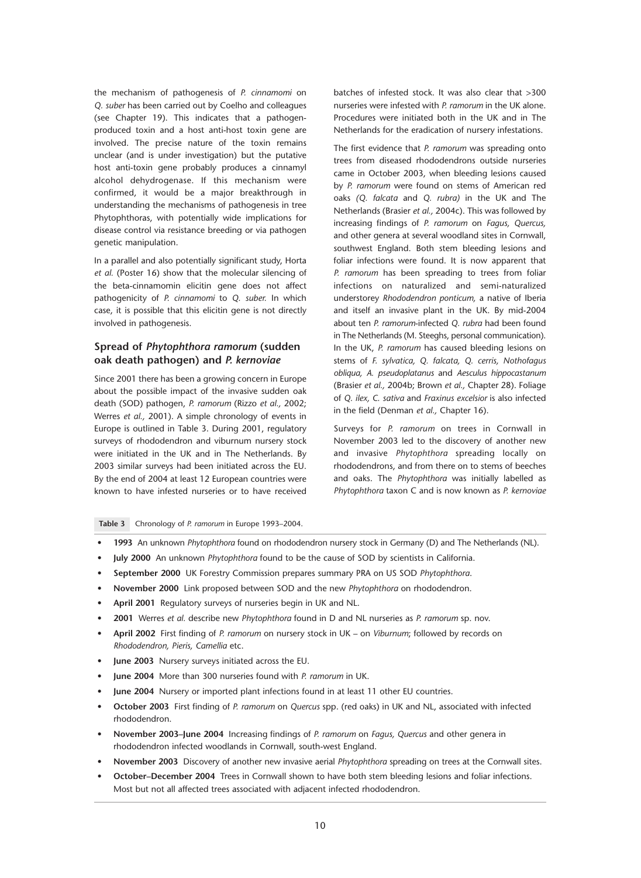the mechanism of pathogenesis of *P. cinnamomi* on *Q. suber* has been carried out by Coelho and colleagues (see Chapter 19). This indicates that a pathogen-produced toxin and a host anti-host toxin gene are involved. The precise nature of the toxin remains unclear (and is under investigation) but the putative host anti-toxin gene probably produces a cinnamyl alcohol dehydrogenase. If this mechanism were confirmed, it would be a major breakthrough in understanding the mechanisms of pathogenesis in tree Phytophthoras, with potentially wide implications for disease control via resistance breeding or via pathogen genetic manipulation.

In a parallel and also potentially significant study, Horta *et al.* (Poster 16) show that the molecular silencing of the beta-cinnamomin elicitin gene does not affect pathogenicity of *P. cinnamomi* to *Q. suber.* In which case, it is possible that this elicitin gene is not directly involved in pathogenesis.

## Spread of *Phytophthora ramorum* (sudden oak death pathogen) and *P. kernoviae*

Since 2001 there has been a growing concern in Europe about the possible impact of the invasive sudden oak death (SOD) pathogen, *P. ramorum* (Rizzo *et al.,* 2002; Werres *et al.,* 2001). A simple chronology of events in Europe is outlined in Table 3. During 2001, regulatory surveys of rhododendron and viburnum nursery stock were initiated in the UK and in The Netherlands. By 2003 similar surveys had been initiated across the EU. By the end of 2004 at least 12 European countries were known to have infested nurseries or to have received batches of infested stock. It was also clear that >300 nurseries were infested with *P. ramorum* in the UK alone. Procedures were initiated both in the UK and in The Netherlands for the eradication of nursery infestations.

The first evidence that *P. ramorum* was spreading onto trees from diseased rhododendrons outside nurseries came in October 2003, when bleeding lesions caused by *P. ramorum* were found on stems of American red oaks *(Q. falcata* and *Q. rubra)* in the UK and The Netherlands (Brasier *et al.,* 2004c). This was followed by increasing findings of *P. ramorum* on *Fagus, Quercus,* and other genera at several woodland sites in Cornwall, southwest England. Both stem bleeding lesions and foliar infections were found. It is now apparent that *P. ramorum* has been spreading to trees from foliar infections on naturalized and semi-naturalized understorey *Rhododendron ponticum,* a native of Iberia and itself an invasive plant in the UK. By mid-2004 about ten *P. ramorum*-infected *Q. rubra* had been found in The Netherlands (M. Steeghs, personal communication). In the UK, *P. ramorum* has caused bleeding lesions on stems of *F. sylvatica, Q. falcata, Q. cerris, Nothofagus obliqua, A. pseudoplatanus* and *Aesculus hippocastanum* (Brasier *et al.,* 2004b; Brown *et al.,* Chapter 28). Foliage of *Q. ilex, C. sativa* and *Fraxinus excelsior* is also infected in the field (Denman *et al.,* Chapter 16).

Surveys for *P. ramorum* on trees in Cornwall in November 2003 led to the discovery of another new and invasive *Phytophthora* spreading locally on rhododendrons, and from there on to stems of beeches and oaks. The *Phytophthora* was initially labelled as *Phytophthora* taxon C and is now known as *P. kernoviae*

**Table 3** Chronology of *P. ramorum* in Europe 1993–2004.

- **1993** An unknown *Phytophthora* found on rhododendron nursery stock in Germany (D) and The Netherlands (NL).
- **July 2000** An unknown *Phytophthora* found to be the cause of SOD by scientists in California.
- **September 2000** UK Forestry Commission prepares summary PRA on US SOD *Phytophthora.*
- **November 2000** Link proposed between SOD and the new *Phytophthora* on rhododendron.
- **April 2001** Regulatory surveys of nurseries begin in UK and NL.
- **2001** Werres *et al.* describe new *Phytophthora* found in D and NL nurseries as *P. ramorum* sp. nov.
- **April 2002** First finding of *P. ramorum* on nursery stock in UK – on *Viburnum*; followed by records on *Rhododendron, Pieris, Camellia* etc.
- **June 2003** Nursery surveys initiated across the EU.
- **June 2004** More than 300 nurseries found with *P. ramorum* in UK.
- **June 2004** Nursery or imported plant infections found in at least 11 other EU countries.
- **October 2003** First finding of *P. ramorum* on *Quercus* spp. (red oaks) in UK and NL, associated with infected rhododendron.
- **November 2003–June 2004** Increasing findings of *P. ramorum* on *Fagus, Quercus* and other genera in rhododendron infected woodlands in Cornwall, south-west England.
- **November 2003** Discovery of another new invasive aerial *Phytophthora* spreading on trees at the Cornwall sites.
- **October–December 2004** Trees in Cornwall shown to have both stem bleeding lesions and foliar infections. Most but not all affected trees associated with adjacent infected rhododendron.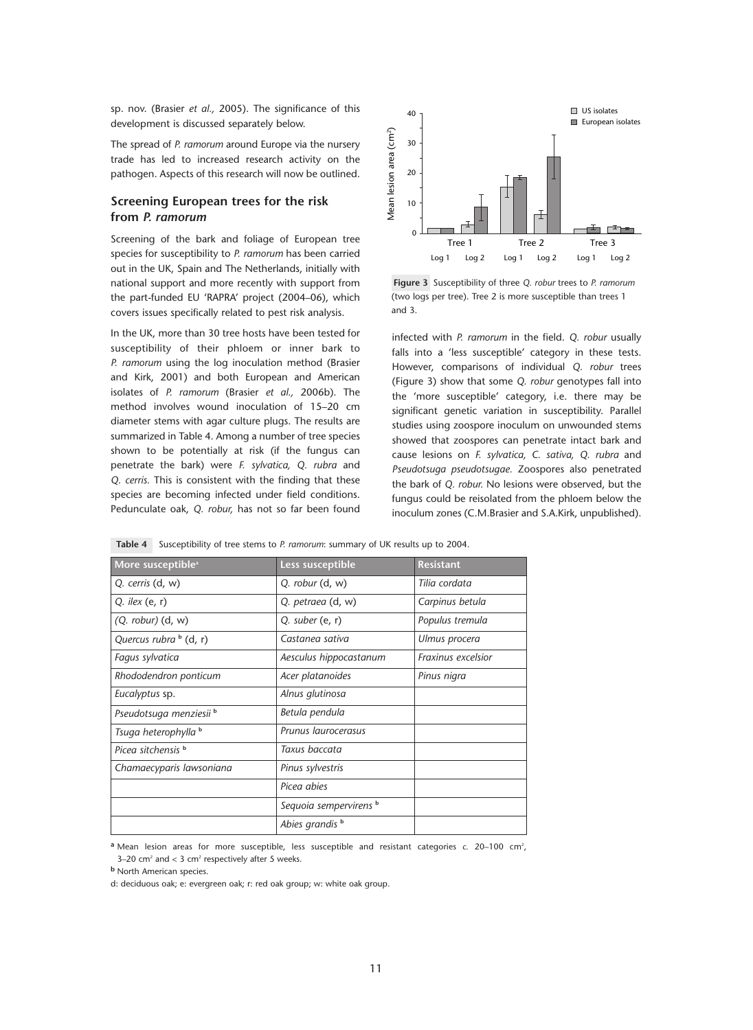sp. nov. (Brasier *et al.,* 2005). The significance of this development is discussed separately below.

The spread of *P. ramorum* around Europe via the nursery trade has led to increased research activity on the pathogen. Aspects of this research will now be outlined.

## Screening European trees for the risk from *P. ramorum*

Screening of the bark and foliage of European tree species for susceptibility to *P. ramorum* has been carried out in the UK, Spain and The Netherlands, initially with national support and more recently with support from the part-funded EU 'RAPRA' project (2004–06), which covers issues specifically related to pest risk analysis.

In the UK, more than 30 tree hosts have been tested for susceptibility of their phloem or inner bark to *P. ramorum* using the log inoculation method (Brasier and Kirk, 2001) and both European and American isolates of *P. ramorum* (Brasier *et al.,* 2006b). The method involves wound inoculation of 15–20 cm diameter stems with agar culture plugs. The results are summarized in Table 4. Among a number of tree species shown to be potentially at risk (if the fungus can penetrate the bark) were *F. sylvatica, Q. rubra* and *Q. cerris.* This is consistent with the finding that these species are becoming infected under field conditions. Pedunculate oak, *Q. robur,* has not so far been found infected with *P. ramorum* in the field. *Q. robur* usually falls into a 'less susceptible' category in these tests. However, comparisons of individual *Q. robur* trees (Figure 3) show that some *Q. robur* genotypes fall into the 'more susceptible' category, i.e. there may be significant genetic variation in susceptibility. Parallel studies using zoospore inoculum on unwounded stems showed that zoospores can penetrate intact bark and cause lesions on *F. sylvatica, C. sativa, Q. rubra* and *Pseudotsuga pseudotsugae.* Zoospores also penetrated the bark of *Q. robur.* No lesions were observed, but the fungus could be reisolated from the phloem below the inoculum zones (C.M.Brasier and S.A.Kirk, unpublished).

**Figure 3** Susceptibility of three *Q. robur* trees to *P. ramorum* (two logs per tree). Tree 2 is more susceptible than trees 1 and 3.

**Table 4** Susceptibility of tree stems to *P. ramorum*: summary of UK results up to 2004.

| More susceptible[a] | Less susceptible | Resistant |
|---|---|---|
| *Q. cerris* (d, w) | *Q. robur* (d, w) | *Tilia cordata* |
| *Q. ilex* (e, r) | *Q. petraea* (d, w) | *Carpinus betula* |
| (*Q. robur*) (d, w) | *Q. suber* (e, r) | *Populus tremula* |
| *Quercus rubra* [b] (d, r) | *Castanea sativa* | *Ulmus procera* |
| *Fagus sylvatica* | *Aesculus hippocastanum* | *Fraxinus excelsior* |
| *Rhododendron ponticum* | *Acer platanoides* | *Pinus nigra* |
| *Eucalyptus* sp. | *Alnus glutinosa* | |
| *Pseudotsuga menziesii* [b] | *Betula pendula* | |
| *Tsuga heterophylla* [b] | *Prunus laurocerasus* | |
| *Picea sitchensis* [b] | *Taxus baccata* | |
| *Chamaecyparis lawsoniana* | *Pinus sylvestris* | |
| | *Picea abies* | |
| | *Sequoia sempervirens* [b] | |
| | *Abies grandis* [b] | |

[a] Mean lesion areas for more susceptible, less susceptible and resistant categories *c.* 20–100 $cm^2$, 3–20 $cm^2$ and < 3 $cm^2$ respectively after 5 weeks.

[b] North American species.

d: deciduous oak; e: evergreen oak; r: red oak group; w: white oak group.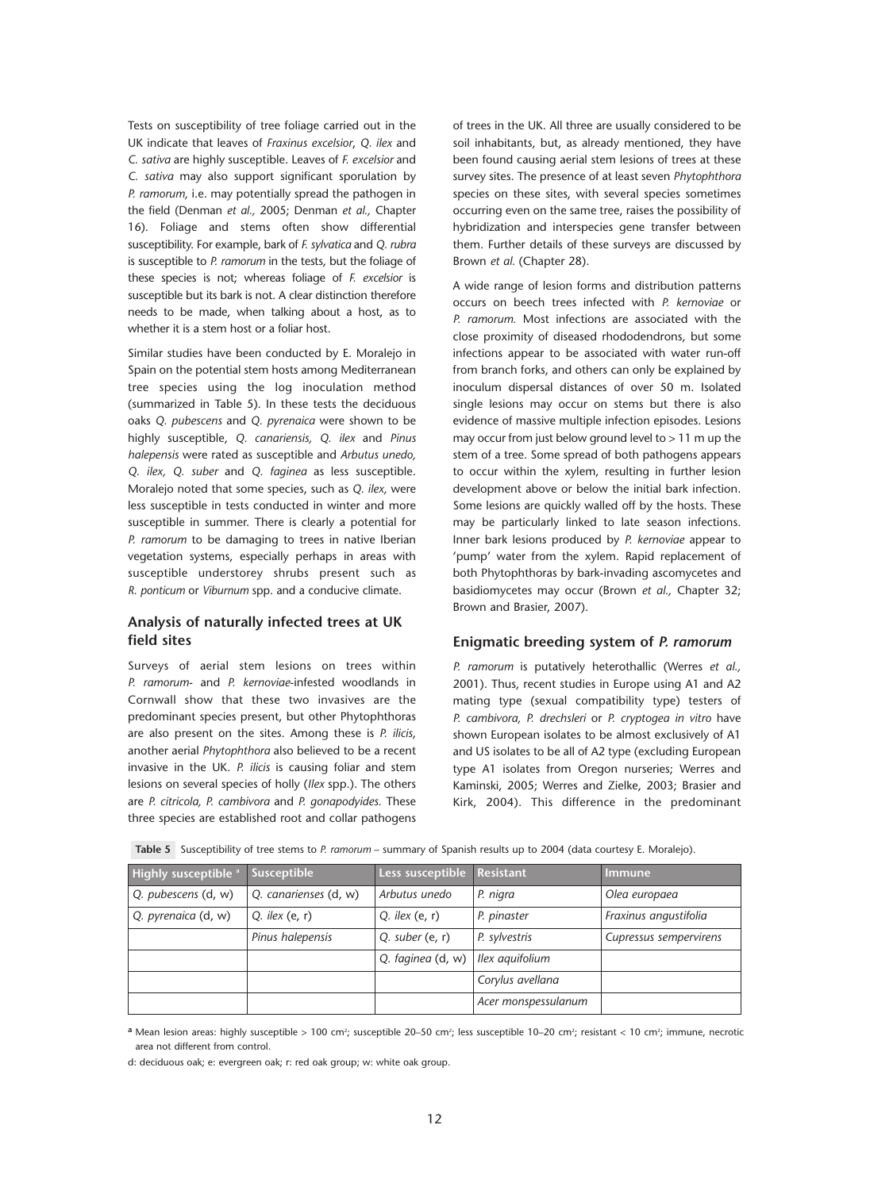Tests on susceptibility of tree foliage carried out in the UK indicate that leaves of *Fraxinus excelsior*, *Q. ilex* and *C. sativa* are highly susceptible. Leaves of *F. excelsior* and *C. sativa* may also support significant sporulation by *P. ramorum*, i.e. may potentially spread the pathogen in the field (Denman *et al.,* 2005; Denman *et al.,* Chapter 16). Foliage and stems often show differential susceptibility. For example, bark of *F. sylvatica* and *Q. rubra* is susceptible to *P. ramorum* in the tests, but the foliage of these species is not; whereas foliage of *F. excelsior* is susceptible but its bark is not. A clear distinction therefore needs to be made, when talking about a host, as to whether it is a stem host or a foliar host.

Similar studies have been conducted by E. Moralejo in Spain on the potential stem hosts among Mediterranean tree species using the log inoculation method (summarized in Table 5). In these tests the deciduous oaks *Q. pubescens* and *Q. pyrenaica* were shown to be highly susceptible, *Q. canariensis, Q. ilex* and *Pinus halepensis* were rated as susceptible and *Arbutus unedo, Q. ilex, Q. suber* and *Q. faginea* as less susceptible. Moralejo noted that some species, such as *Q. ilex,* were less susceptible in tests conducted in winter and more susceptible in summer. There is clearly a potential for *P. ramorum* to be damaging to trees in native Iberian vegetation systems, especially perhaps in areas with susceptible understorey shrubs present such as *R. ponticum* or *Viburnum* spp. and a conducive climate.

## Analysis of naturally infected trees at UK field sites

Surveys of aerial stem lesions on trees within *P. ramorum*- and *P. kernoviae*-infested woodlands in Cornwall show that these two invasives are the predominant species present, but other Phytophthoras are also present on the sites. Among these is *P. ilicis*, another aerial *Phytophthora* also believed to be a recent invasive in the UK. *P. ilicis* is causing foliar and stem lesions on several species of holly (*Ilex* spp.). The others are *P. citricola, P. cambivora* and *P. gonapodyides.* These three species are established root and collar pathogens of trees in the UK. All three are usually considered to be soil inhabitants, but, as already mentioned, they have been found causing aerial stem lesions of trees at these survey sites. The presence of at least seven *Phytophthora* species on these sites, with several species sometimes occurring even on the same tree, raises the possibility of hybridization and interspecies gene transfer between them. Further details of these surveys are discussed by Brown *et al.* (Chapter 28).

A wide range of lesion forms and distribution patterns occurs on beech trees infected with *P. kernoviae* or *P. ramorum.* Most infections are associated with the close proximity of diseased rhododendrons, but some infections appear to be associated with water run-off from branch forks, and others can only be explained by inoculum dispersal distances of over 50 m. Isolated single lesions may occur on stems but there is also evidence of massive multiple infection episodes. Lesions may occur from just below ground level to > 11 m up the stem of a tree. Some spread of both pathogens appears to occur within the xylem, resulting in further lesion development above or below the initial bark infection. Some lesions are quickly walled off by the hosts. These may be particularly linked to late season infections. Inner bark lesions produced by *P. kernoviae* appear to 'pump' water from the xylem. Rapid replacement of both Phytophthoras by bark-invading ascomycetes and basidiomycetes may occur (Brown *et al.,* Chapter 32; Brown and Brasier, 2007).

## Enigmatic breeding system of *P. ramorum*

*P. ramorum* is putatively heterothallic (Werres *et al.,* 2001). Thus, recent studies in Europe using A1 and A2 mating type (sexual compatibility type) testers of *P. cambivora, P. drechsleri* or *P. cryptogea in vitro* have shown European isolates to be almost exclusively of A1 and US isolates to be all of A2 type (excluding European type A1 isolates from Oregon nurseries; Werres and Kaminski, 2005; Werres and Zielke, 2003; Brasier and Kirk, 2004). This difference in the predominant

**Table 5** Susceptibility of tree stems to *P. ramorum* – summary of Spanish results up to 2004 (data courtesy E. Moralejo).

| Highly susceptible [a] | Susceptible | Less susceptible | Resistant | Immune |
|---|---|---|---|---|
| *Q. pubescens* (d, w) | *Q. canarienses* (d, w) | *Arbutus unedo* | *P. nigra* | *Olea europaea* |
| *Q. pyrenaica* (d, w) | *Q. ilex* (e, r) | *Q. ilex* (e, r) | *P. pinaster* | *Fraxinus angustifolia* |
| | *Pinus halepensis* | *Q. suber* (e, r) | *P. sylvestris* | *Cupressus sempervirens* |
| | | *Q. faginea* (d, w) | *Ilex aquifolium* | |
| | | | *Corylus avellana* | |
| | | | *Acer monspessulanum* | |

[a] Mean lesion areas: highly susceptible > 100 cm²; susceptible 20–50 cm²; less susceptible 10–20 cm²; resistant < 10 cm²; immune, necrotic area not different from control.

d: deciduous oak; e: evergreen oak; r: red oak group; w: white oak group.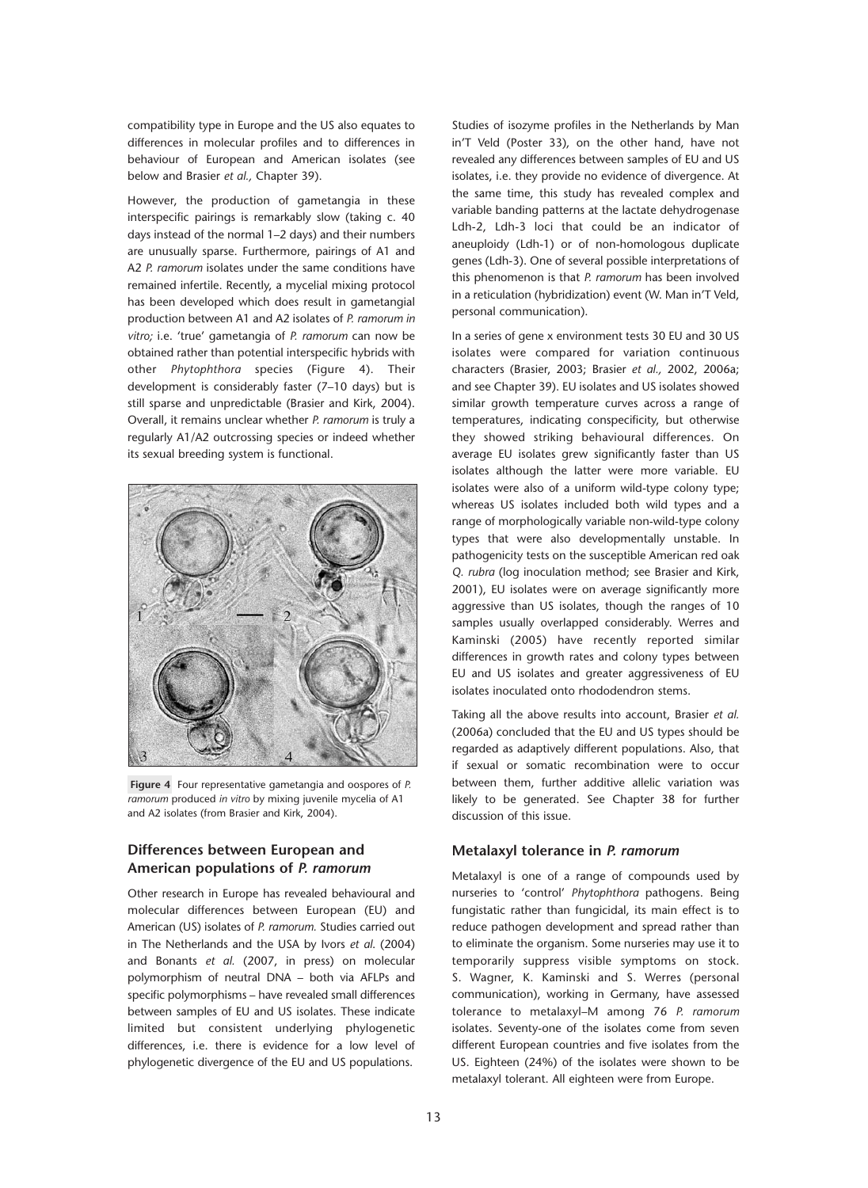compatibility type in Europe and the US also equates to differences in molecular profiles and to differences in behaviour of European and American isolates (see below and Brasier *et al.,* Chapter 39).

However, the production of gametangia in these interspecific pairings is remarkably slow (taking c. 40 days instead of the normal 1–2 days) and their numbers are unusually sparse. Furthermore, pairings of A1 and A2 *P. ramorum* isolates under the same conditions have remained infertile. Recently, a mycelial mixing protocol has been developed which does result in gametangial production between A1 and A2 isolates of *P. ramorum in vitro;* i.e. 'true' gametangia of *P. ramorum* can now be obtained rather than potential interspecific hybrids with other *Phytophthora* species (Figure 4). Their development is considerably faster (7–10 days) but is still sparse and unpredictable (Brasier and Kirk, 2004). Overall, it remains unclear whether *P. ramorum* is truly a regularly A1/A2 outcrossing species or indeed whether its sexual breeding system is functional.

**Figure 4** Four representative gametangia and oospores of *P. ramorum* produced *in vitro* by mixing juvenile mycelia of A1 and A2 isolates (from Brasier and Kirk, 2004).

### Differences between European and American populations of *P. ramorum*

Other research in Europe has revealed behavioural and molecular differences between European (EU) and American (US) isolates of *P. ramorum.* Studies carried out in The Netherlands and the USA by Ivors *et al.* (2004) and Bonants *et al.* (2007, in press) on molecular polymorphism of neutral DNA – both via AFLPs and specific polymorphisms – have revealed small differences between samples of EU and US isolates. These indicate limited but consistent underlying phylogenetic differences, i.e. there is evidence for a low level of phylogenetic divergence of the EU and US populations.

Studies of isozyme profiles in the Netherlands by Man in'T Veld (Poster 33), on the other hand, have not revealed any differences between samples of EU and US isolates, i.e. they provide no evidence of divergence. At the same time, this study has revealed complex and variable banding patterns at the lactate dehydrogenase Ldh-2, Ldh-3 loci that could be an indicator of aneuploidy (Ldh-1) or of non-homologous duplicate genes (Ldh-3). One of several possible interpretations of this phenomenon is that *P. ramorum* has been involved in a reticulation (hybridization) event (W. Man in'T Veld, personal communication).

In a series of gene x environment tests 30 EU and 30 US isolates were compared for variation continuous characters (Brasier, 2003; Brasier *et al.,* 2002, 2006a; and see Chapter 39). EU isolates and US isolates showed similar growth temperature curves across a range of temperatures, indicating conspecificity, but otherwise they showed striking behavioural differences. On average EU isolates grew significantly faster than US isolates although the latter were more variable. EU isolates were also of a uniform wild-type colony type; whereas US isolates included both wild types and a range of morphologically variable non-wild-type colony types that were also developmentally unstable. In pathogenicity tests on the susceptible American red oak *Q. rubra* (log inoculation method; see Brasier and Kirk, 2001), EU isolates were on average significantly more aggressive than US isolates, though the ranges of 10 samples usually overlapped considerably. Werres and Kaminski (2005) have recently reported similar differences in growth rates and colony types between EU and US isolates and greater aggressiveness of EU isolates inoculated onto rhododendron stems.

Taking all the above results into account, Brasier *et al.* (2006a) concluded that the EU and US types should be regarded as adaptively different populations. Also, that if sexual or somatic recombination were to occur between them, further additive allelic variation was likely to be generated. See Chapter 38 for further discussion of this issue.

### Metalaxyl tolerance in *P. ramorum*

Metalaxyl is one of a range of compounds used by nurseries to 'control' *Phytophthora* pathogens. Being fungistatic rather than fungicidal, its main effect is to reduce pathogen development and spread rather than to eliminate the organism. Some nurseries may use it to temporarily suppress visible symptoms on stock. S. Wagner, K. Kaminski and S. Werres (personal communication), working in Germany, have assessed tolerance to metalaxyl–M among 76 *P. ramorum* isolates. Seventy-one of the isolates come from seven different European countries and five isolates from the US. Eighteen (24%) of the isolates were shown to be metalaxyl tolerant. All eighteen were from Europe.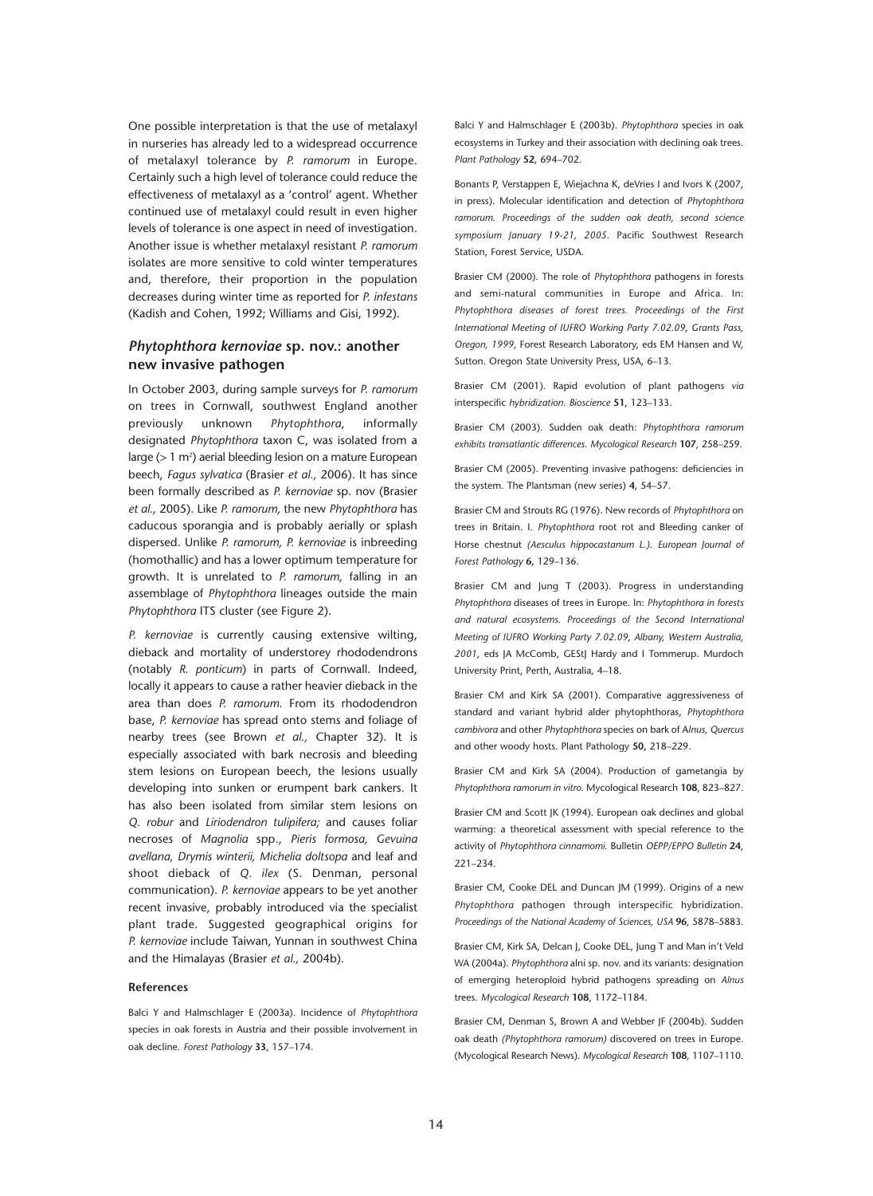One possible interpretation is that the use of metalaxyl in nurseries has already led to a widespread occurrence of metalaxyl tolerance by *P. ramorum* in Europe. Certainly such a high level of tolerance could reduce the effectiveness of metalaxyl as a 'control' agent. Whether continued use of metalaxyl could result in even higher levels of tolerance is one aspect in need of investigation. Another issue is whether metalaxyl resistant *P. ramorum* isolates are more sensitive to cold winter temperatures and, therefore, their proportion in the population decreases during winter time as reported for *P. infestans* (Kadish and Cohen, 1992; Williams and Gisi, 1992).

## *Phytophthora kernoviae* sp. nov.: another new invasive pathogen

In October 2003, during sample surveys for *P. ramorum* on trees in Cornwall, southwest England another previously unknown *Phytophthora*, informally designated *Phytophthora* taxon C, was isolated from a large (> 1 m$^2$) aerial bleeding lesion on a mature European beech, *Fagus sylvatica* (Brasier *et al.,* 2006). It has since been formally described as *P. kernoviae* sp. nov (Brasier *et al.,* 2005). Like *P. ramorum,* the new *Phytophthora* has caducous sporangia and is probably aerially or splash dispersed. Unlike *P. ramorum, P. kernoviae* is inbreeding (homothallic) and has a lower optimum temperature for growth. It is unrelated to *P. ramorum,* falling in an assemblage of *Phytophthora* lineages outside the main *Phytophthora* ITS cluster (see Figure 2).

*P. kernoviae* is currently causing extensive wilting, dieback and mortality of understorey rhododendrons (notably *R. ponticum*) in parts of Cornwall. Indeed, locally it appears to cause a rather heavier dieback in the area than does *P. ramorum.* From its rhododendron base, *P. kernoviae* has spread onto stems and foliage of nearby trees (see Brown *et al.,* Chapter 32). It is especially associated with bark necrosis and bleeding stem lesions on European beech, the lesions usually developing into sunken or erumpent bark cankers. It has also been isolated from similar stem lesions on *Q. robur* and *Liriodendron tulipifera;* and causes foliar necroses of *Magnolia* spp., *Pieris formosa, Gevuina avellana, Drymis winterii, Michelia doltsopa* and leaf and shoot dieback of *Q. ilex* (S. Denman, personal communication). *P. kernoviae* appears to be yet another recent invasive, probably introduced via the specialist plant trade. Suggested geographical origins for *P. kernoviae* include Taiwan, Yunnan in southwest China and the Himalayas (Brasier *et al.,* 2004b).

#### References

Balci Y and Halmschlager E (2003a). Incidence of *Phytophthora* species in oak forests in Austria and their possible involvement in oak decline. *Forest Pathology* **33**, 157–174.

Balci Y and Halmschlager E (2003b). *Phytophthora* species in oak ecosystems in Turkey and their association with declining oak trees. *Plant Pathology* **52**, 694–702.

Bonants P, Verstappen E, Wiejachna K, deVries I and Ivors K (2007, in press). Molecular identification and detection of *Phytophthora ramorum. Proceedings of the sudden oak death, second science symposium January 19-21, 2005.* Pacific Southwest Research Station, Forest Service, USDA.

Brasier CM (2000). The role of *Phytophthora* pathogens in forests and semi-natural communities in Europe and Africa. In: *Phytophthora diseases of forest trees. Proceedings of the First International Meeting of IUFRO Working Party 7.02.09, Grants Pass, Oregon, 1999*, Forest Research Laboratory, eds EM Hansen and W, Sutton. Oregon State University Press, USA, 6–13.

Brasier CM (2001). Rapid evolution of plant pathogens *via* interspecific *hybridization. Bioscience* **51**, 123–133.

Brasier CM (2003). Sudden oak death: *Phytophthora ramorum exhibits transatlantic differences. Mycological Research* **107**, 258–259.

Brasier CM (2005). Preventing invasive pathogens: deficiencies in the system. The Plantsman (new series) **4**, 54–57.

Brasier CM and Strouts RG (1976). New records of *Phytophthora* on trees in Britain. I. *Phytophthora* root rot and Bleeding canker of Horse chestnut *(Aesculus hippocastanum L.). European Journal of Forest Pathology* **6,** 129–136.

Brasier CM and Jung T (2003). Progress in understanding *Phytophthora* diseases of trees in Europe. In: *Phytophthora in forests and natural ecosystems. Proceedings of the Second International Meeting of IUFRO Working Party 7.02.09, Albany, Western Australia, 2001*, eds JA McComb, GEStJ Hardy and I Tommerup. Murdoch University Print, Perth, Australia, 4–18.

Brasier CM and Kirk SA (2001). Comparative aggressiveness of standard and variant hybrid alder phytophthoras, *Phytophthora cambivora* and other *Phytophthora* species on bark of A*lnus, Quercus* and other woody hosts. Plant Pathology **50,** 218–229.

Brasier CM and Kirk SA (2004). Production of gametangia by *Phytophthora ramorum in vitro.* Mycological Research **108**, 823–827.

Brasier CM and Scott JK (1994). European oak declines and global warming: a theoretical assessment with special reference to the activity of *Phytophthora cinnamomi.* Bulletin *OEPP/EPPO Bulletin* **24**, 221–234.

Brasier CM, Cooke DEL and Duncan JM (1999). Origins of a new *Phytophthora* pathogen through interspecific hybridization. *Proceedings of the National Academy of Sciences, USA* **96**, 5878–5883.

Brasier CM, Kirk SA, Delcan J, Cooke DEL, Jung T and Man in't Veld WA (2004a). *Phytophthora* alni sp. nov. and its variants: designation of emerging heteroploid hybrid pathogens spreading on *Alnus* trees. *Mycological Research* **108**, 1172–1184.

Brasier CM, Denman S, Brown A and Webber JF (2004b). Sudden oak death *(Phytophthora ramorum)* discovered on trees in Europe. (Mycological Research News). *Mycological Research* **108**, 1107–1110.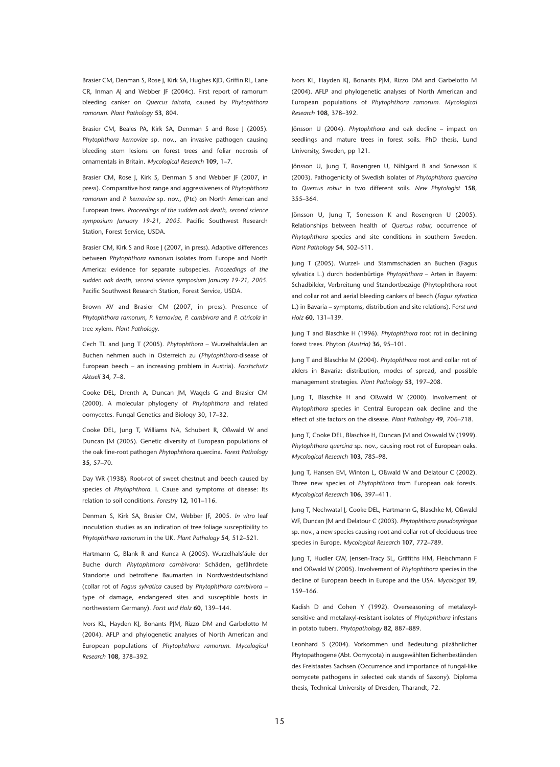Brasier CM, Denman S, Rose J, Kirk SA, Hughes KJD, Griffin RL, Lane CR, Inman AJ and Webber JF (2004c). First report of ramorum bleeding canker on *Quercus falcata,* caused by *Phytophthora ramorum. Plant Pathology* **53**, 804.

Brasier CM, Beales PA, Kirk SA, Denman S and Rose J (2005). *Phytophthora kernoviae* sp. nov., an invasive pathogen causing bleeding stem lesions on forest trees and foliar necrosis of ornamentals in Britain. *Mycological Research* **109**, 1–7.

Brasier CM, Rose J, Kirk S, Denman S and Webber JF (2007, in press). Comparative host range and aggressiveness of *Phytophthora ramorum* and *P. kernoviae* sp. nov., (Ptc) on North American and European trees. *Proceedings of the sudden oak death, second science symposium January 19-21, 2005.* Pacific Southwest Research Station, Forest Service, USDA.

Brasier CM, Kirk S and Rose J (2007, in press). Adaptive differences between *Phytophthora ramorum* isolates from Europe and North America: evidence for separate subspecies. *Proceedings of the sudden oak death, second science symposium January 19-21, 2005.* Pacific Southwest Research Station, Forest Service, USDA.

Brown AV and Brasier CM (2007, in press). Presence of *Phytophthora ramorum, P. kernoviae, P. cambivora* and *P. citricola* in tree xylem. *Plant Pathology.*

Cech TL and Jung T (2005). *Phytophthora* – Wurzelhalsfäulen an Buchen nehmen auch in Österreich zu (*Phytophthora*-disease of European beech – an increasing problem in Austria). *Forstschutz Aktuell* **34**, 7–8.

Cooke DEL, Drenth A, Duncan JM, Wagels G and Brasier CM (2000). A molecular phylogeny of *Phytophthora* and related oomycetes. Fungal Genetics and Biology 30, 17–32.

Cooke DEL, Jung T, Williams NA, Schubert R, Oßwald W and Duncan JM (2005). Genetic diversity of European populations of the oak fine-root pathogen *Phytophthora* quercina. *Forest Pathology* **35**, 57–70.

Day WR (1938). Root-rot of sweet chestnut and beech caused by species of *Phytophthora.* I. Cause and symptoms of disease: Its relation to soil conditions. *Forestry* **12,** 101–116.

Denman S, Kirk SA, Brasier CM, Webber JF, 2005. *In vitro* leaf inoculation studies as an indication of tree foliage susceptibility to *Phytophthora ramorum* in the UK. *Plant Pathology* **54**, 512–521.

Hartmann G, Blank R and Kunca A (2005). Wurzelhalsfäule der Buche durch *Phytophthora cambivora:* Schäden, gefährdete Standorte und betroffene Baumarten in Nordwestdeutschland (collar rot of *Fagus sylvatica* caused by *Phytophthora cambivora* – type of damage, endangered sites and susceptible hosts in northwestern Germany). *Forst und Holz* **60**, 139–144.

Ivors KL, Hayden KJ, Bonants PJM, Rizzo DM and Garbelotto M (2004). AFLP and phylogenetic analyses of North American and European populations of *Phytophthora ramorum. Mycological Research* **108**, 378–392.

Ivors KL, Hayden KJ, Bonants PJM, Rizzo DM and Garbelotto M (2004). AFLP and phylogenetic analyses of North American and European populations of *Phytophthora ramorum. Mycological Research* **108**, 378–392.

Jönsson U (2004). *Phytophthora* and oak decline – impact on seedlings and mature trees in forest soils. PhD thesis, Lund University, Sweden, pp 121.

Jönsson U, Jung T, Rosengren U, Nihlgard B and Sonesson K (2003). Pathogenicity of Swedish isolates of *Phytophthora quercina* to *Quercus robur* in two different soils. *New Phytologist* **158**, 355–364.

Jönsson U, Jung T, Sonesson K and Rosengren U (2005). Relationships between health of *Quercus robur,* occurrence of *Phytophthora* species and site conditions in southern Sweden. *Plant Pathology* **54**, 502–511.

Jung T (2005). Wurzel- und Stammschäden an Buchen (Fagus sylvatica L.) durch bodenbürtige *Phytophthora* – Arten in Bayern: Schadbilder, Verbreitung und Standortbezüge (Phytophthora root and collar rot and aerial bleeding cankers of beech (*Fagus sylvatica* L.) in Bavaria – symptoms, distribution and site relations). F*orst und Holz* **60**, 131–139.

Jung T and Blaschke H (1996). *Phytophthora* root rot in declining forest trees. Phyton *(Austria)* **36**, 95–101.

Jung T and Blaschke M (2004). *Phytophthora* root and collar rot of alders in Bavaria: distribution, modes of spread, and possible management strategies. *Plant Pathology* **53**, 197–208.

Jung T, Blaschke H and Oßwald W (2000). Involvement of *Phytophthora* species in Central European oak decline and the effect of site factors on the disease. *Plant Pathology* **49**, 706–718.

Jung T, Cooke DEL, Blaschke H, Duncan JM and Osswald W (1999). *Phytophthora quercina* sp. nov., causing root rot of European oaks. *Mycological Research* **103**, 785–98.

Jung T, Hansen EM, Winton L, Oßwald W and Delatour C (2002). Three new species of *Phytophthora* from European oak forests. *Mycological Research* **106**, 397–411.

Jung T, Nechwatal J, Cooke DEL, Hartmann G, Blaschke M, Oßwald WF, Duncan JM and Delatour C (2003). *Phytophthora pseudosyringae* sp. nov., a new species causing root and collar rot of deciduous tree species in Europe. *Mycological Research* **107**, 772–789.

Jung T, Hudler GW, Jensen-Tracy SL, Griffiths HM, Fleischmann F and Oßwald W (2005). Involvement of *Phytophthora* species in the decline of European beech in Europe and the USA. *Mycologist* **19**, 159–166.

Kadish D and Cohen Y (1992). Overseasoning of metalaxyl-sensitive and metalaxyl-resistant isolates of *Phytophthora* infestans in potato tubers. *Phytopathology* **82**, 887–889.

Leonhard S (2004). Vorkommen und Bedeutung pilzähnlicher Phytopathogene (Abt. Oomycota) in ausgewählten Eichenbeständen des Freistaates Sachsen (Occurrence and importance of fungal-like oomycete pathogens in selected oak stands of Saxony). Diploma thesis, Technical University of Dresden, Tharandt, 72.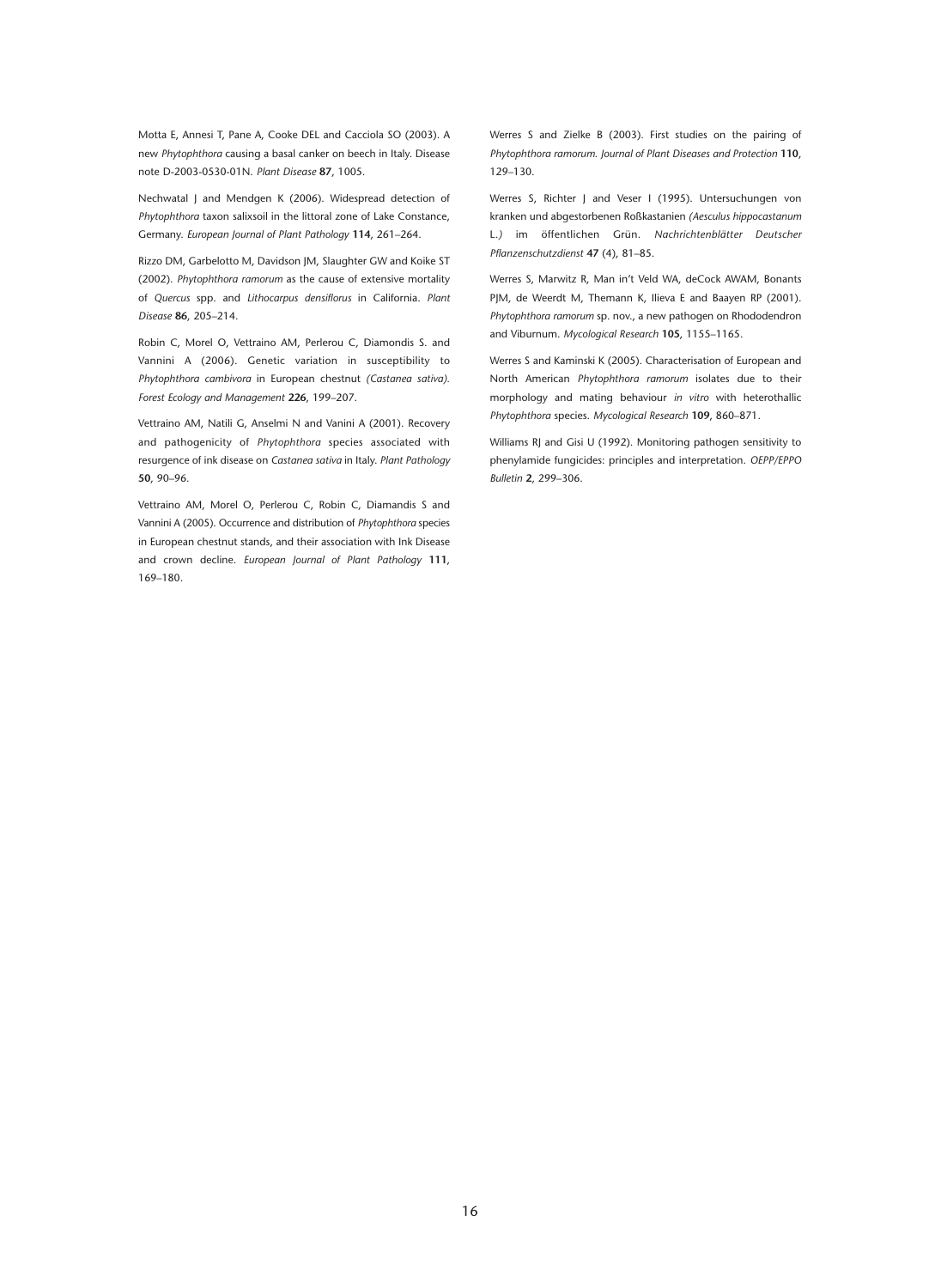Motta E, Annesi T, Pane A, Cooke DEL and Cacciola SO (2003). A new *Phytophthora* causing a basal canker on beech in Italy. Disease note D-2003-0530-01N. *Plant Disease* **87**, 1005.

Nechwatal J and Mendgen K (2006). Widespread detection of *Phytophthora* taxon salixsoil in the littoral zone of Lake Constance, Germany. *European Journal of Plant Pathology* **114**, 261–264.

Rizzo DM, Garbelotto M, Davidson JM, Slaughter GW and Koike ST (2002). *Phytophthora ramorum* as the cause of extensive mortality of *Quercus* spp. and *Lithocarpus densiflorus* in California. *Plant Disease* **86**, 205–214.

Robin C, Morel O, Vettraino AM, Perlerou C, Diamondis S. and Vannini A (2006). Genetic variation in susceptibility to *Phytophthora cambivora* in European chestnut *(Castanea sativa). Forest Ecology and Management* **226**, 199–207.

Vettraino AM, Natili G, Anselmi N and Vanini A (2001). Recovery and pathogenicity of *Phytophthora* species associated with resurgence of ink disease on *Castanea sativa* in Italy. *Plant Pathology* **50**, 90–96.

Vettraino AM, Morel O, Perlerou C, Robin C, Diamandis S and Vannini A (2005). Occurrence and distribution of *Phytophthora* species in European chestnut stands, and their association with Ink Disease and crown decline. *European Journal of Plant Pathology* **111**, 169–180.

Werres S and Zielke B (2003). First studies on the pairing of *Phytophthora ramorum. Journal of Plant Diseases and Protection* **110**, 129–130.

Werres S, Richter J and Veser I (1995). Untersuchungen von kranken und abgestorbenen Roßkastanien *(Aesculus hippocastanum* L.*)* im öffentlichen Grün. *Nachrichtenblätter Deutscher Pflanzenschutzdienst* **47** (4), 81–85.

Werres S, Marwitz R, Man in't Veld WA, deCock AWAM, Bonants PJM, de Weerdt M, Themann K, Ilieva E and Baayen RP (2001). *Phytophthora ramorum* sp. nov., a new pathogen on Rhododendron and Viburnum. *Mycological Research* **105**, 1155–1165.

Werres S and Kaminski K (2005). Characterisation of European and North American *Phytophthora ramorum* isolates due to their morphology and mating behaviour *in vitro* with heterothallic *Phytophthora* species. *Mycological Research* **109**, 860–871.

Williams RJ and Gisi U (1992). Monitoring pathogen sensitivity to phenylamide fungicides: principles and interpretation. *OEPP/EPPO Bulletin* **2**, 299–306.